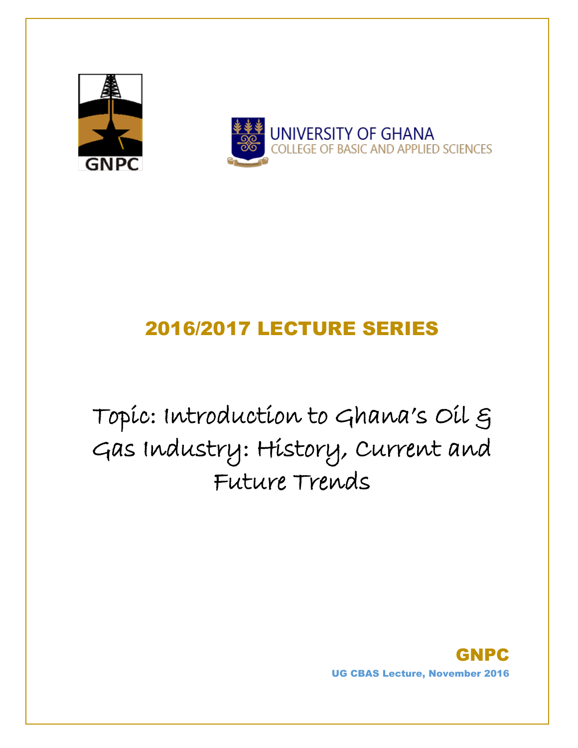GNPC

UNIVERSITY OF GHANA
COLLEGE OF BASIC AND APPLIED SCIENCES

## 2016/2017 LECTURE SERIES

# Topic: Introduction to Ghana's Oil & Gas Industry: History, Current and Future Trends

**GNPC**

**UG CBAS Lecture, November 2016**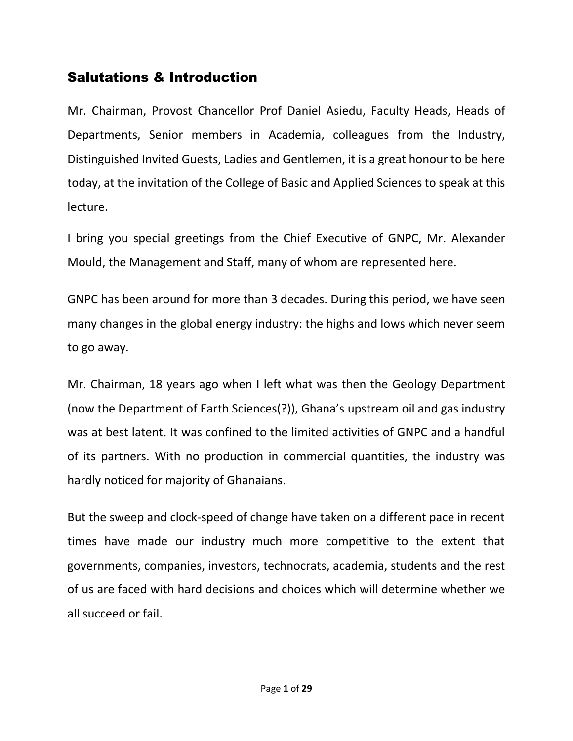## Salutations & Introduction

Mr. Chairman, Provost Chancellor Prof Daniel Asiedu, Faculty Heads, Heads of Departments, Senior members in Academia, colleagues from the Industry, Distinguished Invited Guests, Ladies and Gentlemen, it is a great honour to be here today, at the invitation of the College of Basic and Applied Sciences to speak at this lecture.

I bring you special greetings from the Chief Executive of GNPC, Mr. Alexander Mould, the Management and Staff, many of whom are represented here.

GNPC has been around for more than 3 decades. During this period, we have seen many changes in the global energy industry: the highs and lows which never seem to go away.

Mr. Chairman, 18 years ago when I left what was then the Geology Department (now the Department of Earth Sciences(?)), Ghana's upstream oil and gas industry was at best latent. It was confined to the limited activities of GNPC and a handful of its partners. With no production in commercial quantities, the industry was hardly noticed for majority of Ghanaians.

But the sweep and clock-speed of change have taken on a different pace in recent times have made our industry much more competitive to the extent that governments, companies, investors, technocrats, academia, students and the rest of us are faced with hard decisions and choices which will determine whether we all succeed or fail.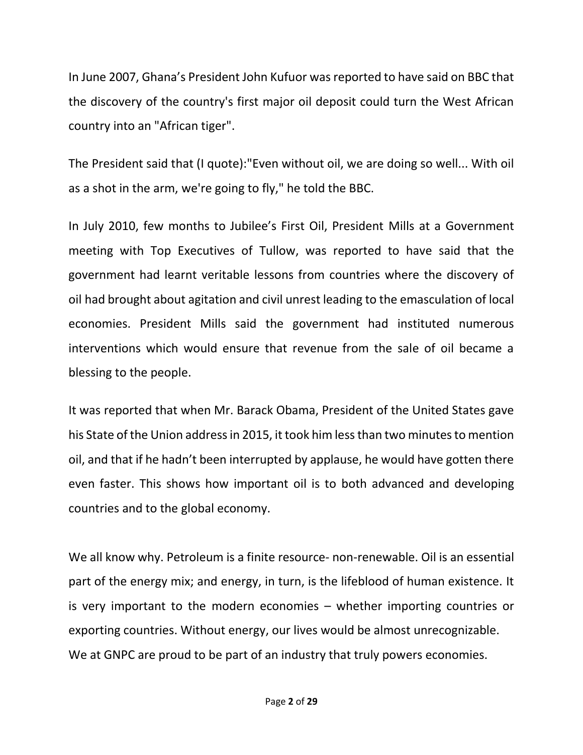In June 2007, Ghana's President John Kufuor was reported to have said on BBC that the discovery of the country's first major oil deposit could turn the West African country into an "African tiger".

The President said that (I quote):"Even without oil, we are doing so well... With oil as a shot in the arm, we're going to fly," he told the BBC.

In July 2010, few months to Jubilee's First Oil, President Mills at a Government meeting with Top Executives of Tullow, was reported to have said that the government had learnt veritable lessons from countries where the discovery of oil had brought about agitation and civil unrest leading to the emasculation of local economies. President Mills said the government had instituted numerous interventions which would ensure that revenue from the sale of oil became a blessing to the people.

It was reported that when Mr. Barack Obama, President of the United States gave his State of the Union address in 2015, it took him less than two minutes to mention oil, and that if he hadn't been interrupted by applause, he would have gotten there even faster. This shows how important oil is to both advanced and developing countries and to the global economy.

We all know why. Petroleum is a finite resource- non-renewable. Oil is an essential part of the energy mix; and energy, in turn, is the lifeblood of human existence. It is very important to the modern economies – whether importing countries or exporting countries. Without energy, our lives would be almost unrecognizable. We at GNPC are proud to be part of an industry that truly powers economies.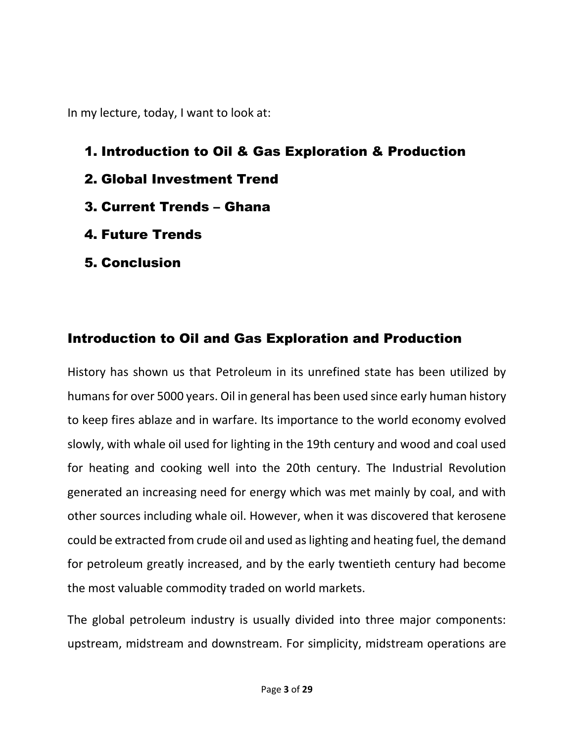In my lecture, today, I want to look at:

1. **Introduction to Oil & Gas Exploration & Production**
2. **Global Investment Trend**
3. **Current Trends – Ghana**
4. **Future Trends**
5. **Conclusion**

## Introduction to Oil and Gas Exploration and Production

History has shown us that Petroleum in its unrefined state has been utilized by humans for over 5000 years. Oil in general has been used since early human history to keep fires ablaze and in warfare. Its importance to the world economy evolved slowly, with whale oil used for lighting in the 19th century and wood and coal used for heating and cooking well into the 20th century. The Industrial Revolution generated an increasing need for energy which was met mainly by coal, and with other sources including whale oil. However, when it was discovered that kerosene could be extracted from crude oil and used as lighting and heating fuel, the demand for petroleum greatly increased, and by the early twentieth century had become the most valuable commodity traded on world markets.

The global petroleum industry is usually divided into three major components: upstream, midstream and downstream. For simplicity, midstream operations are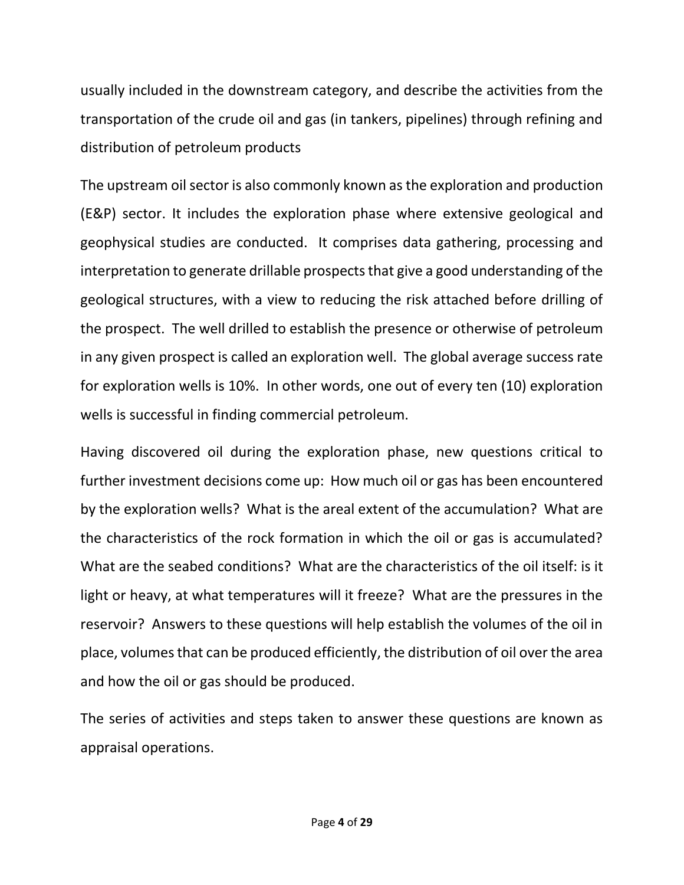usually included in the downstream category, and describe the activities from the transportation of the crude oil and gas (in tankers, pipelines) through refining and distribution of petroleum products

The upstream oil sector is also commonly known as the exploration and production (E&P) sector. It includes the exploration phase where extensive geological and geophysical studies are conducted. It comprises data gathering, processing and interpretation to generate drillable prospects that give a good understanding of the geological structures, with a view to reducing the risk attached before drilling of the prospect. The well drilled to establish the presence or otherwise of petroleum in any given prospect is called an exploration well. The global average success rate for exploration wells is 10%. In other words, one out of every ten (10) exploration wells is successful in finding commercial petroleum.

Having discovered oil during the exploration phase, new questions critical to further investment decisions come up: How much oil or gas has been encountered by the exploration wells? What is the areal extent of the accumulation? What are the characteristics of the rock formation in which the oil or gas is accumulated? What are the seabed conditions? What are the characteristics of the oil itself: is it light or heavy, at what temperatures will it freeze? What are the pressures in the reservoir? Answers to these questions will help establish the volumes of the oil in place, volumes that can be produced efficiently, the distribution of oil over the area and how the oil or gas should be produced.

The series of activities and steps taken to answer these questions are known as appraisal operations.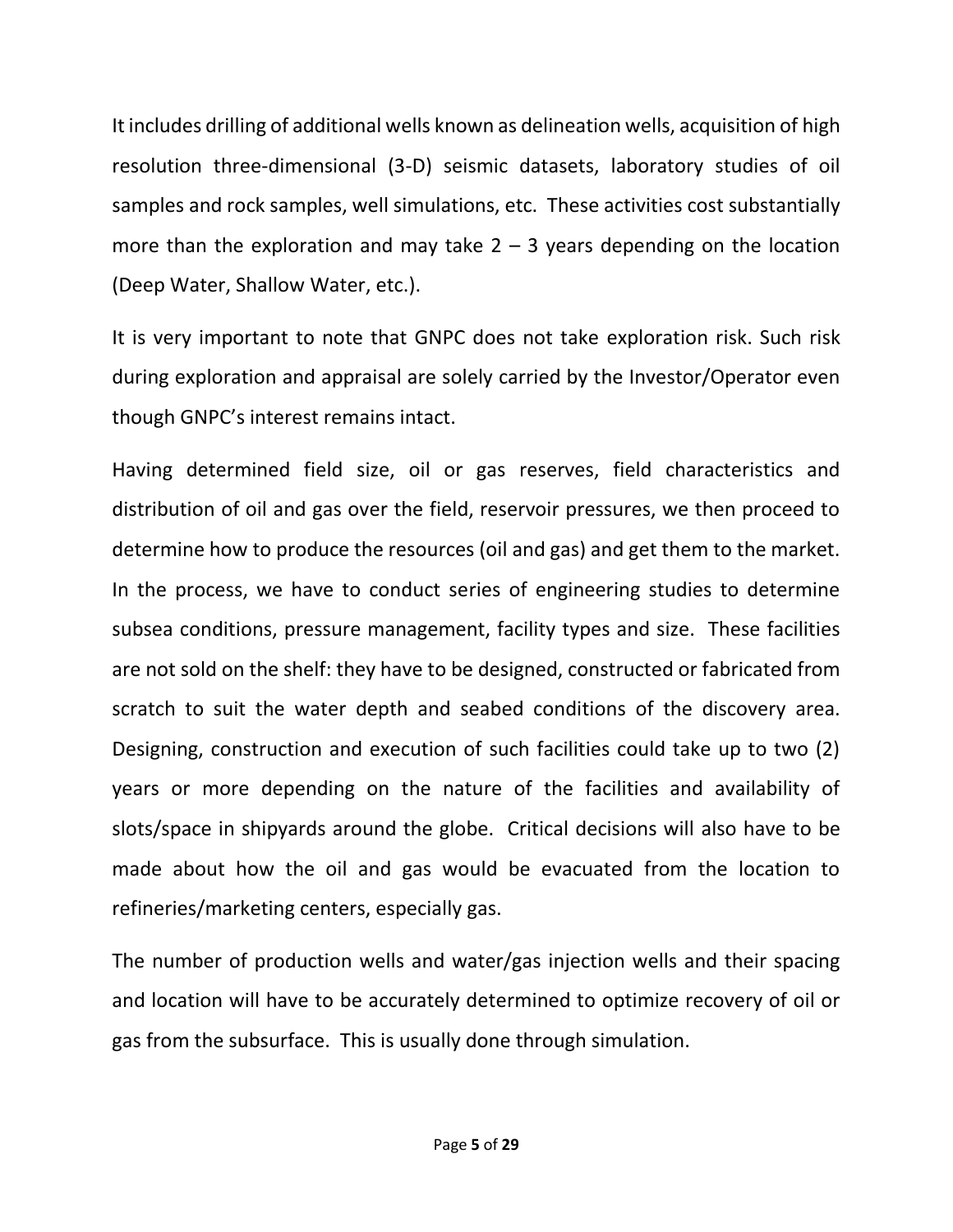It includes drilling of additional wells known as delineation wells, acquisition of high resolution three-dimensional (3-D) seismic datasets, laboratory studies of oil samples and rock samples, well simulations, etc. These activities cost substantially more than the exploration and may take 2 – 3 years depending on the location (Deep Water, Shallow Water, etc.).

It is very important to note that GNPC does not take exploration risk. Such risk during exploration and appraisal are solely carried by the Investor/Operator even though GNPC's interest remains intact.

Having determined field size, oil or gas reserves, field characteristics and distribution of oil and gas over the field, reservoir pressures, we then proceed to determine how to produce the resources (oil and gas) and get them to the market. In the process, we have to conduct series of engineering studies to determine subsea conditions, pressure management, facility types and size. These facilities are not sold on the shelf: they have to be designed, constructed or fabricated from scratch to suit the water depth and seabed conditions of the discovery area. Designing, construction and execution of such facilities could take up to two (2) years or more depending on the nature of the facilities and availability of slots/space in shipyards around the globe. Critical decisions will also have to be made about how the oil and gas would be evacuated from the location to refineries/marketing centers, especially gas.

The number of production wells and water/gas injection wells and their spacing and location will have to be accurately determined to optimize recovery of oil or gas from the subsurface. This is usually done through simulation.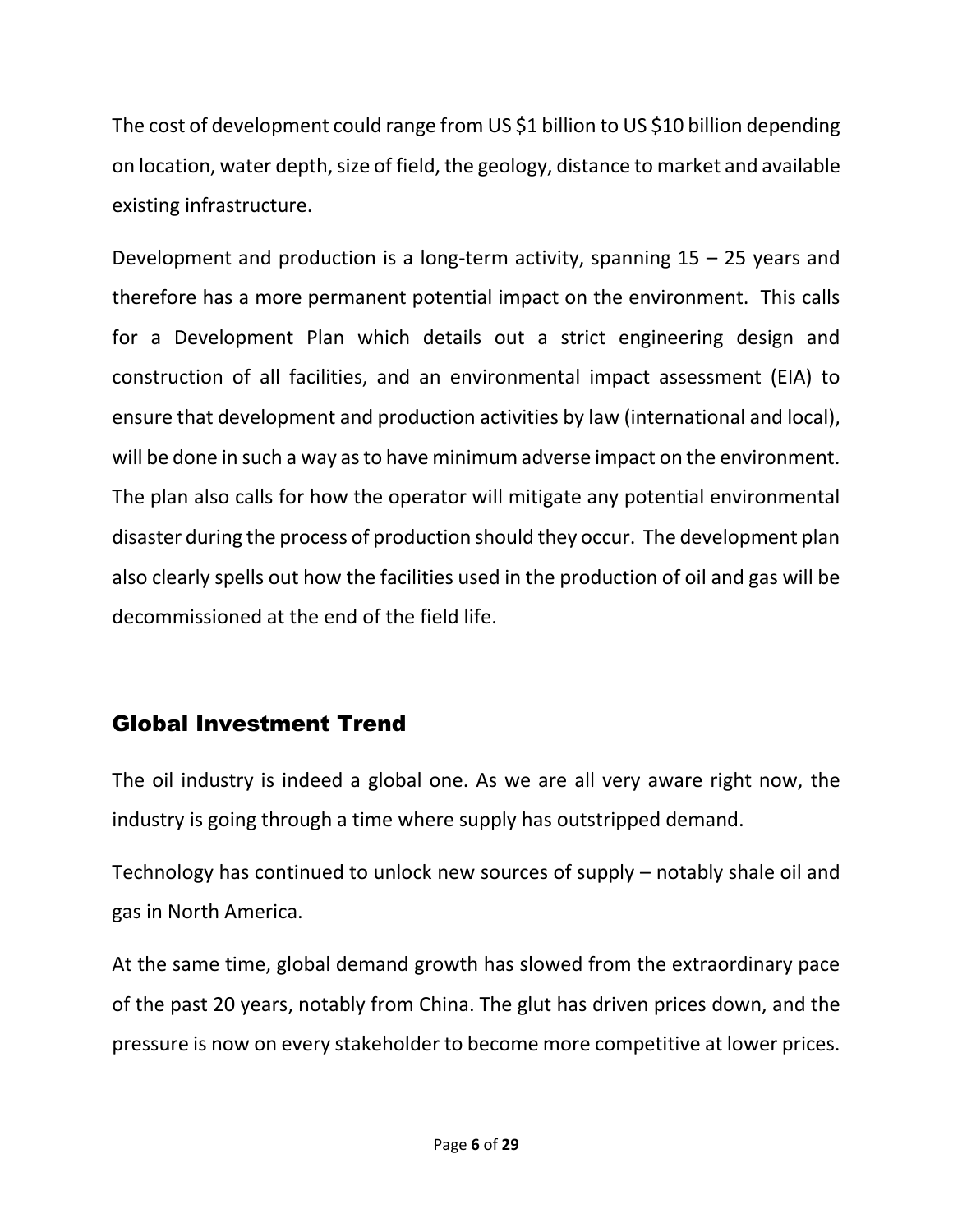The cost of development could range from US $1 billion to US $10 billion depending on location, water depth, size of field, the geology, distance to market and available existing infrastructure.

Development and production is a long-term activity, spanning 15 – 25 years and therefore has a more permanent potential impact on the environment. This calls for a Development Plan which details out a strict engineering design and construction of all facilities, and an environmental impact assessment (EIA) to ensure that development and production activities by law (international and local), will be done in such a way as to have minimum adverse impact on the environment. The plan also calls for how the operator will mitigate any potential environmental disaster during the process of production should they occur. The development plan also clearly spells out how the facilities used in the production of oil and gas will be decommissioned at the end of the field life.

## Global Investment Trend

The oil industry is indeed a global one. As we are all very aware right now, the industry is going through a time where supply has outstripped demand.

Technology has continued to unlock new sources of supply – notably shale oil and gas in North America.

At the same time, global demand growth has slowed from the extraordinary pace of the past 20 years, notably from China. The glut has driven prices down, and the pressure is now on every stakeholder to become more competitive at lower prices.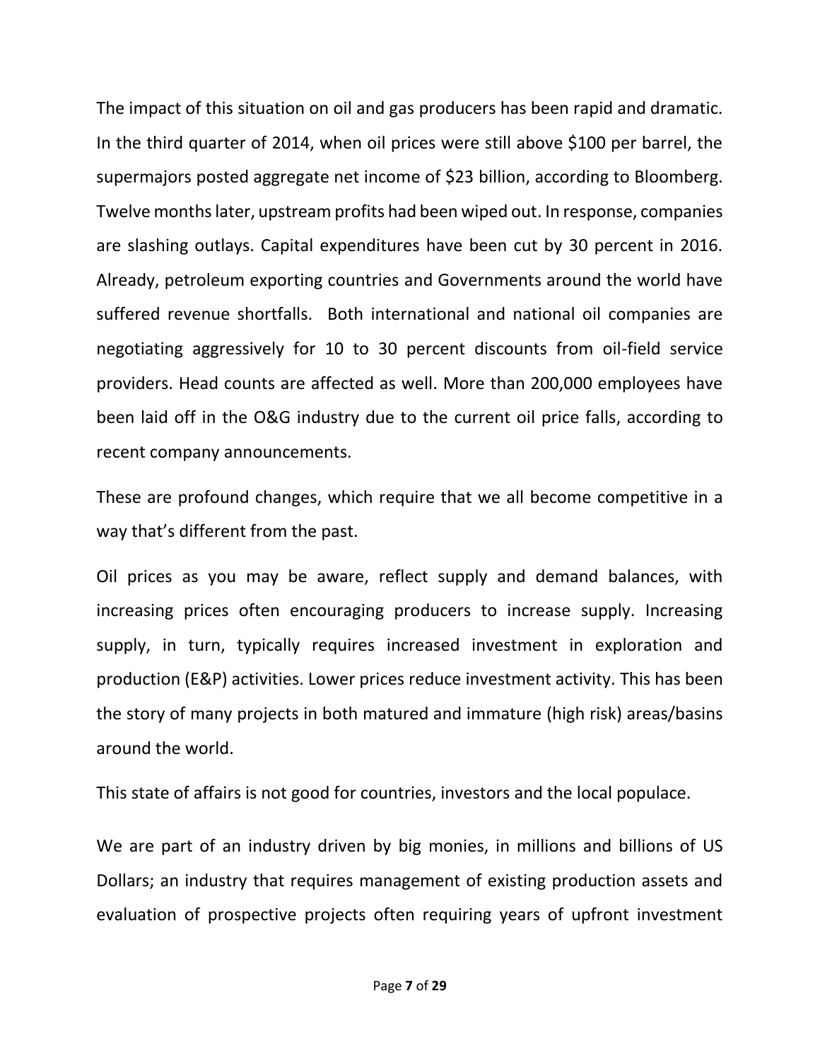The impact of this situation on oil and gas producers has been rapid and dramatic. In the third quarter of 2014, when oil prices were still above $100 per barrel, the supermajors posted aggregate net income of $23 billion, according to Bloomberg. Twelve months later, upstream profits had been wiped out. In response, companies are slashing outlays. Capital expenditures have been cut by 30 percent in 2016. Already, petroleum exporting countries and Governments around the world have suffered revenue shortfalls. Both international and national oil companies are negotiating aggressively for 10 to 30 percent discounts from oil-field service providers. Head counts are affected as well. More than 200,000 employees have been laid off in the O&G industry due to the current oil price falls, according to recent company announcements.

These are profound changes, which require that we all become competitive in a way that's different from the past.

Oil prices as you may be aware, reflect supply and demand balances, with increasing prices often encouraging producers to increase supply. Increasing supply, in turn, typically requires increased investment in exploration and production (E&P) activities. Lower prices reduce investment activity. This has been the story of many projects in both matured and immature (high risk) areas/basins around the world.

This state of affairs is not good for countries, investors and the local populace.

We are part of an industry driven by big monies, in millions and billions of US Dollars; an industry that requires management of existing production assets and evaluation of prospective projects often requiring years of upfront investment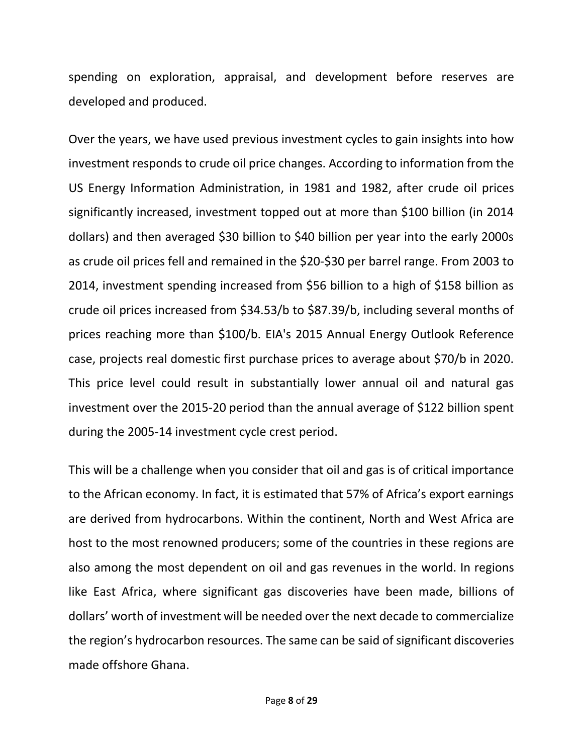spending on exploration, appraisal, and development before reserves are developed and produced.

Over the years, we have used previous investment cycles to gain insights into how investment responds to crude oil price changes. According to information from the US Energy Information Administration, in 1981 and 1982, after crude oil prices significantly increased, investment topped out at more than $100 billion (in 2014 dollars) and then averaged $30 billion to $40 billion per year into the early 2000s as crude oil prices fell and remained in the $20-$30 per barrel range. From 2003 to 2014, investment spending increased from $56 billion to a high of $158 billion as crude oil prices increased from $34.53/b to $87.39/b, including several months of prices reaching more than $100/b. EIA's 2015 Annual Energy Outlook Reference case, projects real domestic first purchase prices to average about $70/b in 2020. This price level could result in substantially lower annual oil and natural gas investment over the 2015-20 period than the annual average of $122 billion spent during the 2005-14 investment cycle crest period.

This will be a challenge when you consider that oil and gas is of critical importance to the African economy. In fact, it is estimated that 57% of Africa's export earnings are derived from hydrocarbons. Within the continent, North and West Africa are host to the most renowned producers; some of the countries in these regions are also among the most dependent on oil and gas revenues in the world. In regions like East Africa, where significant gas discoveries have been made, billions of dollars' worth of investment will be needed over the next decade to commercialize the region's hydrocarbon resources. The same can be said of significant discoveries made offshore Ghana.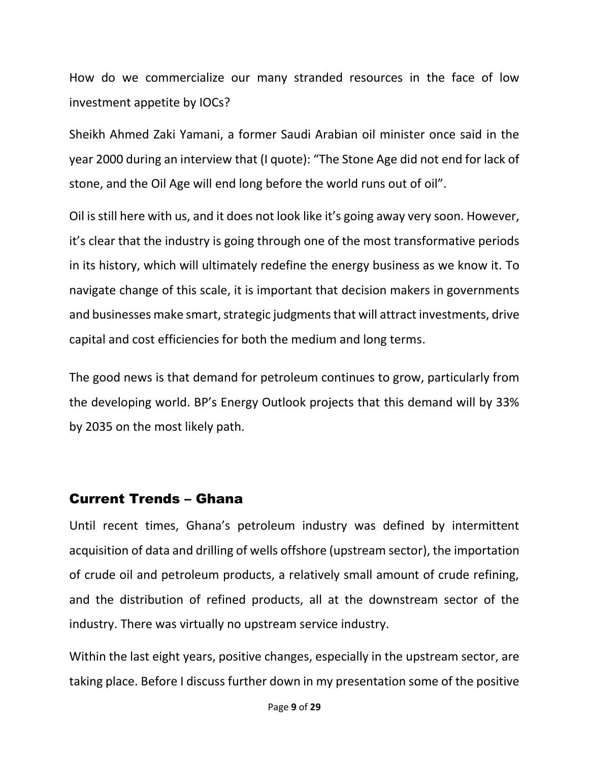How do we commercialize our many stranded resources in the face of low investment appetite by IOCs?

Sheikh Ahmed Zaki Yamani, a former Saudi Arabian oil minister once said in the year 2000 during an interview that (I quote): "The Stone Age did not end for lack of stone, and the Oil Age will end long before the world runs out of oil".

Oil is still here with us, and it does not look like it's going away very soon. However, it's clear that the industry is going through one of the most transformative periods in its history, which will ultimately redefine the energy business as we know it. To navigate change of this scale, it is important that decision makers in governments and businesses make smart, strategic judgments that will attract investments, drive capital and cost efficiencies for both the medium and long terms.

The good news is that demand for petroleum continues to grow, particularly from the developing world. BP's Energy Outlook projects that this demand will by 33% by 2035 on the most likely path.

## Current Trends – Ghana

Until recent times, Ghana's petroleum industry was defined by intermittent acquisition of data and drilling of wells offshore (upstream sector), the importation of crude oil and petroleum products, a relatively small amount of crude refining, and the distribution of refined products, all at the downstream sector of the industry. There was virtually no upstream service industry.

Within the last eight years, positive changes, especially in the upstream sector, are taking place. Before I discuss further down in my presentation some of the positive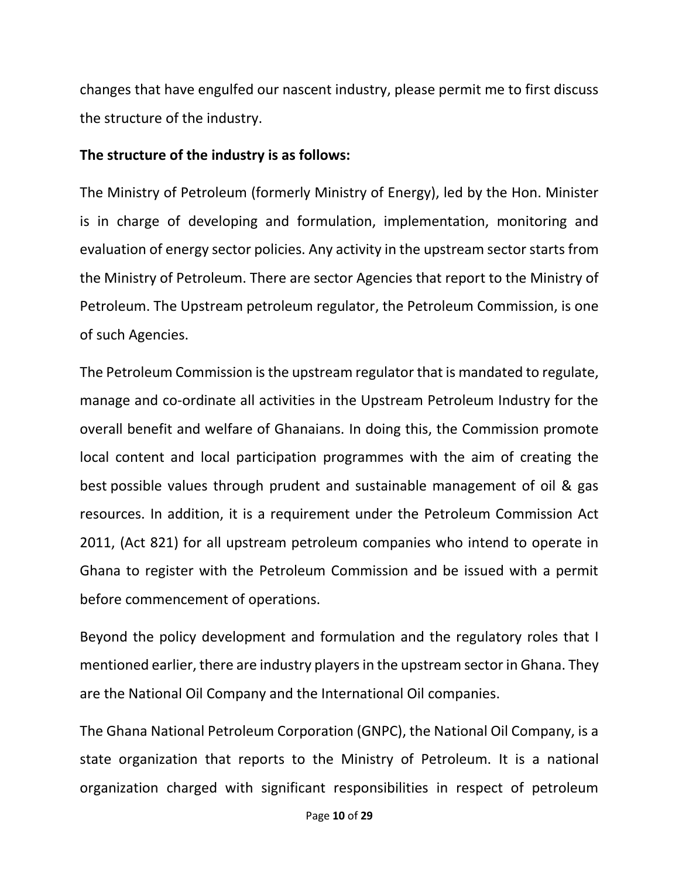changes that have engulfed our nascent industry, please permit me to first discuss the structure of the industry.

**The structure of the industry is as follows:**

The Ministry of Petroleum (formerly Ministry of Energy), led by the Hon. Minister is in charge of developing and formulation, implementation, monitoring and evaluation of energy sector policies. Any activity in the upstream sector starts from the Ministry of Petroleum. There are sector Agencies that report to the Ministry of Petroleum. The Upstream petroleum regulator, the Petroleum Commission, is one of such Agencies.

The Petroleum Commission is the upstream regulator that is mandated to regulate, manage and co-ordinate all activities in the Upstream Petroleum Industry for the overall benefit and welfare of Ghanaians. In doing this, the Commission promote local content and local participation programmes with the aim of creating the best possible values through prudent and sustainable management of oil & gas resources. In addition, it is a requirement under the Petroleum Commission Act 2011, (Act 821) for all upstream petroleum companies who intend to operate in Ghana to register with the Petroleum Commission and be issued with a permit before commencement of operations.

Beyond the policy development and formulation and the regulatory roles that I mentioned earlier, there are industry players in the upstream sector in Ghana. They are the National Oil Company and the International Oil companies.

The Ghana National Petroleum Corporation (GNPC), the National Oil Company, is a state organization that reports to the Ministry of Petroleum. It is a national organization charged with significant responsibilities in respect of petroleum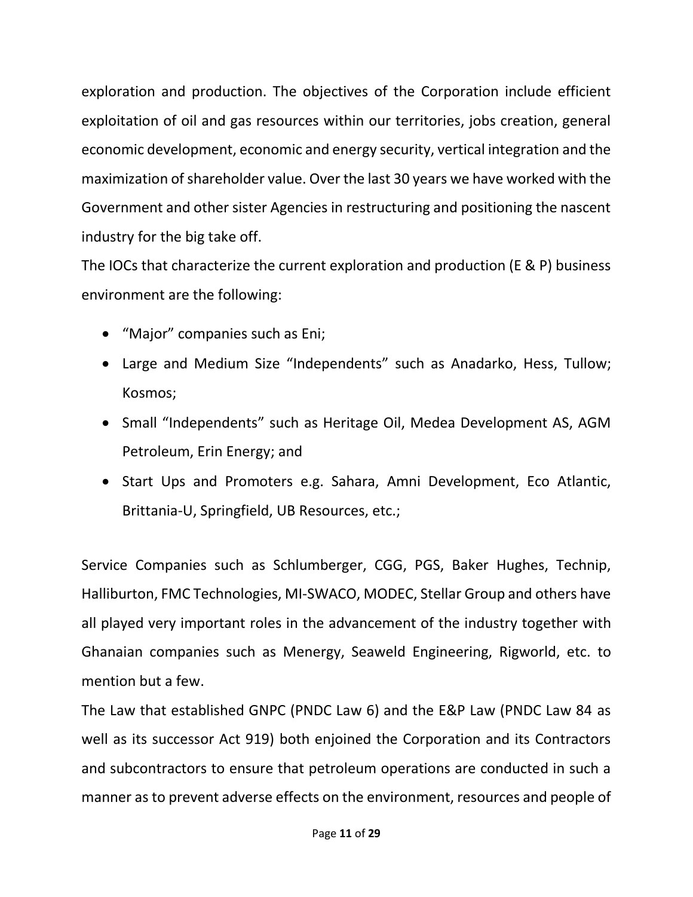exploration and production. The objectives of the Corporation include efficient exploitation of oil and gas resources within our territories, jobs creation, general economic development, economic and energy security, vertical integration and the maximization of shareholder value. Over the last 30 years we have worked with the Government and other sister Agencies in restructuring and positioning the nascent industry for the big take off.

The IOCs that characterize the current exploration and production (E & P) business environment are the following:

- "Major" companies such as Eni;
- Large and Medium Size "Independents" such as Anadarko, Hess, Tullow; Kosmos;
- Small "Independents" such as Heritage Oil, Medea Development AS, AGM Petroleum, Erin Energy; and
- Start Ups and Promoters e.g. Sahara, Amni Development, Eco Atlantic, Brittania-U, Springfield, UB Resources, etc.;

Service Companies such as Schlumberger, CGG, PGS, Baker Hughes, Technip, Halliburton, FMC Technologies, MI-SWACO, MODEC, Stellar Group and others have all played very important roles in the advancement of the industry together with Ghanaian companies such as Menergy, Seaweld Engineering, Rigworld, etc. to mention but a few.

The Law that established GNPC (PNDC Law 6) and the E&P Law (PNDC Law 84 as well as its successor Act 919) both enjoined the Corporation and its Contractors and subcontractors to ensure that petroleum operations are conducted in such a manner as to prevent adverse effects on the environment, resources and people of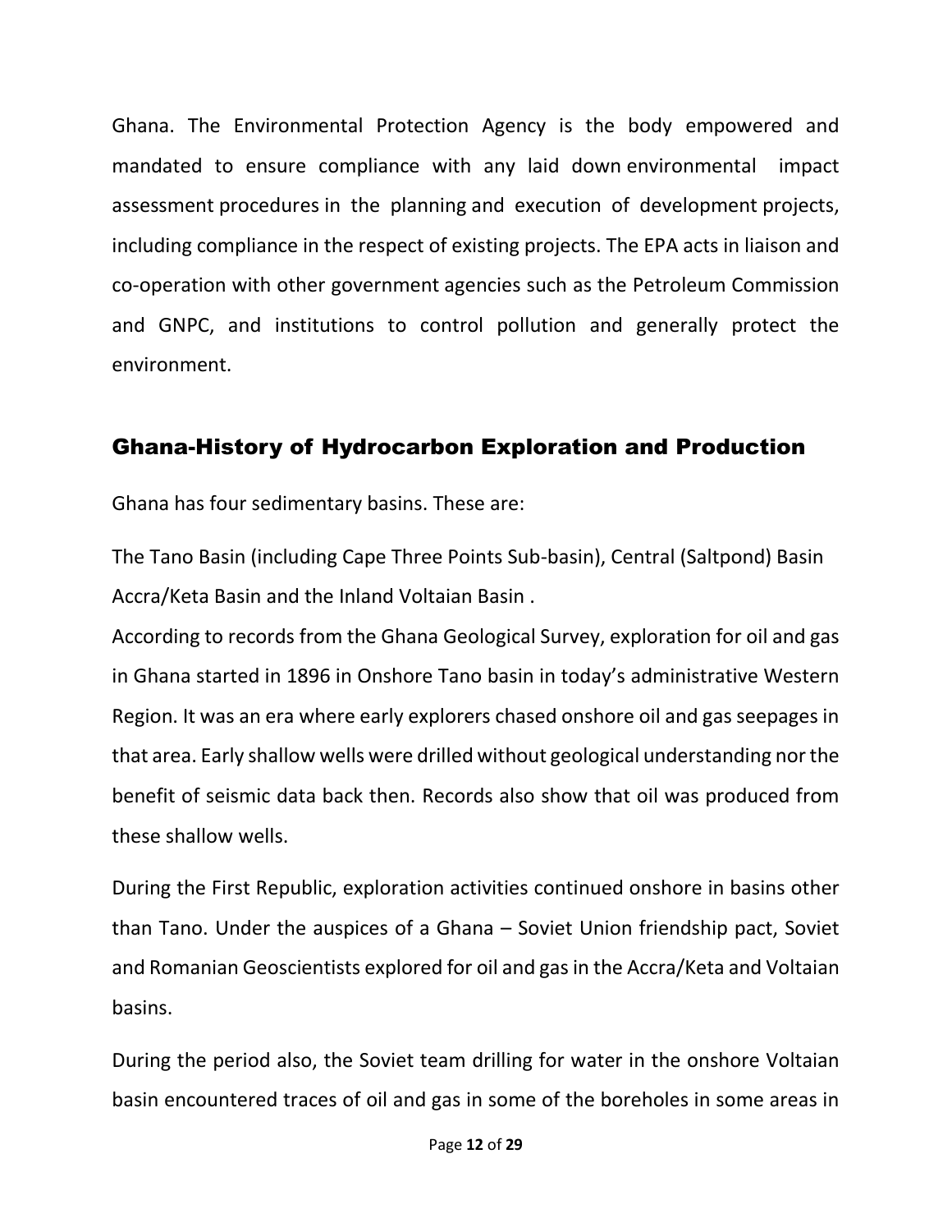Ghana. The Environmental Protection Agency is the body empowered and mandated to ensure compliance with any laid down environmental impact assessment procedures in the planning and execution of development projects, including compliance in the respect of existing projects. The EPA acts in liaison and co-operation with other government agencies such as the Petroleum Commission and GNPC, and institutions to control pollution and generally protect the environment.

## Ghana-History of Hydrocarbon Exploration and Production

Ghana has four sedimentary basins. These are:

The Tano Basin (including Cape Three Points Sub-basin), Central (Saltpond) Basin Accra/Keta Basin and the Inland Voltaian Basin .

According to records from the Ghana Geological Survey, exploration for oil and gas in Ghana started in 1896 in Onshore Tano basin in today's administrative Western Region. It was an era where early explorers chased onshore oil and gas seepages in that area. Early shallow wells were drilled without geological understanding nor the benefit of seismic data back then. Records also show that oil was produced from these shallow wells.

During the First Republic, exploration activities continued onshore in basins other than Tano. Under the auspices of a Ghana – Soviet Union friendship pact, Soviet and Romanian Geoscientists explored for oil and gas in the Accra/Keta and Voltaian basins.

During the period also, the Soviet team drilling for water in the onshore Voltaian basin encountered traces of oil and gas in some of the boreholes in some areas in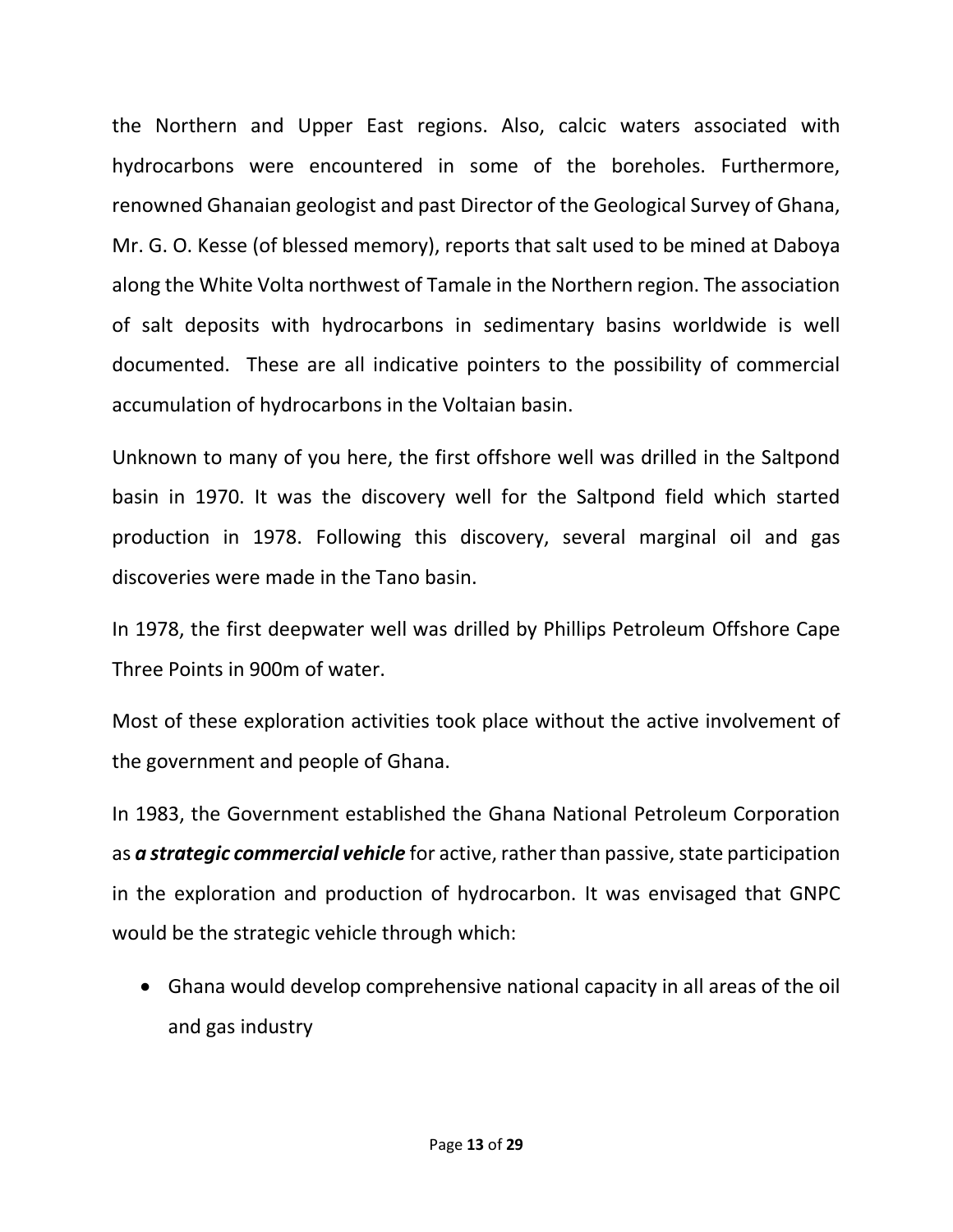the Northern and Upper East regions. Also, calcic waters associated with hydrocarbons were encountered in some of the boreholes. Furthermore, renowned Ghanaian geologist and past Director of the Geological Survey of Ghana, Mr. G. O. Kesse (of blessed memory), reports that salt used to be mined at Daboya along the White Volta northwest of Tamale in the Northern region. The association of salt deposits with hydrocarbons in sedimentary basins worldwide is well documented. These are all indicative pointers to the possibility of commercial accumulation of hydrocarbons in the Voltaian basin.

Unknown to many of you here, the first offshore well was drilled in the Saltpond basin in 1970. It was the discovery well for the Saltpond field which started production in 1978. Following this discovery, several marginal oil and gas discoveries were made in the Tano basin.

In 1978, the first deepwater well was drilled by Phillips Petroleum Offshore Cape Three Points in 900m of water.

Most of these exploration activities took place without the active involvement of the government and people of Ghana.

In 1983, the Government established the Ghana National Petroleum Corporation as ***a strategic commercial vehicle*** for active, rather than passive, state participation in the exploration and production of hydrocarbon. It was envisaged that GNPC would be the strategic vehicle through which:

- Ghana would develop comprehensive national capacity in all areas of the oil and gas industry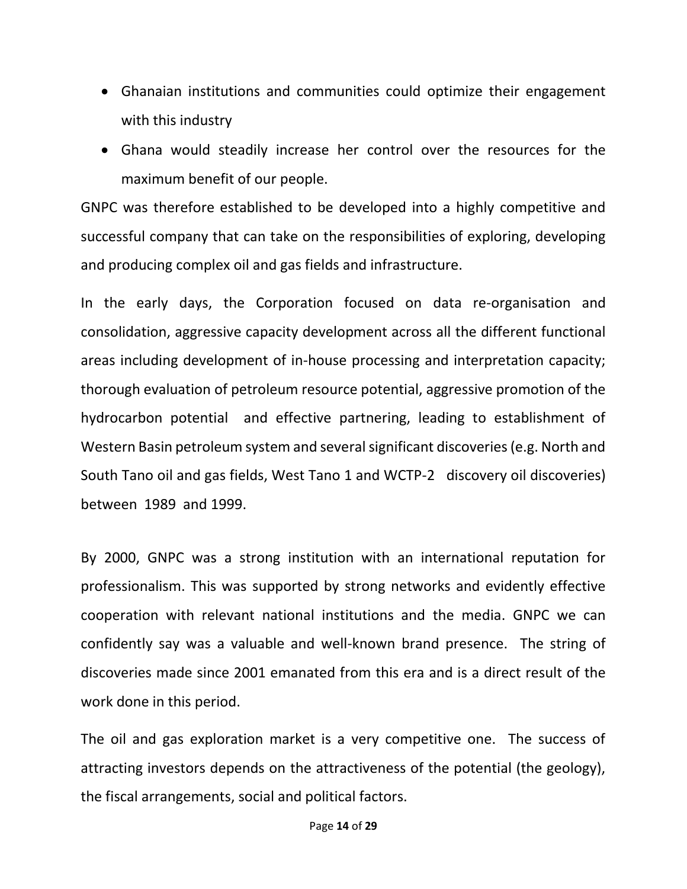- Ghanaian institutions and communities could optimize their engagement with this industry
- Ghana would steadily increase her control over the resources for the maximum benefit of our people.

GNPC was therefore established to be developed into a highly competitive and successful company that can take on the responsibilities of exploring, developing and producing complex oil and gas fields and infrastructure.

In the early days, the Corporation focused on data re-organisation and consolidation, aggressive capacity development across all the different functional areas including development of in-house processing and interpretation capacity; thorough evaluation of petroleum resource potential, aggressive promotion of the hydrocarbon potential and effective partnering, leading to establishment of Western Basin petroleum system and several significant discoveries (e.g. North and South Tano oil and gas fields, West Tano 1 and WCTP-2 discovery oil discoveries) between 1989 and 1999.

By 2000, GNPC was a strong institution with an international reputation for professionalism. This was supported by strong networks and evidently effective cooperation with relevant national institutions and the media. GNPC we can confidently say was a valuable and well-known brand presence. The string of discoveries made since 2001 emanated from this era and is a direct result of the work done in this period.

The oil and gas exploration market is a very competitive one. The success of attracting investors depends on the attractiveness of the potential (the geology), the fiscal arrangements, social and political factors.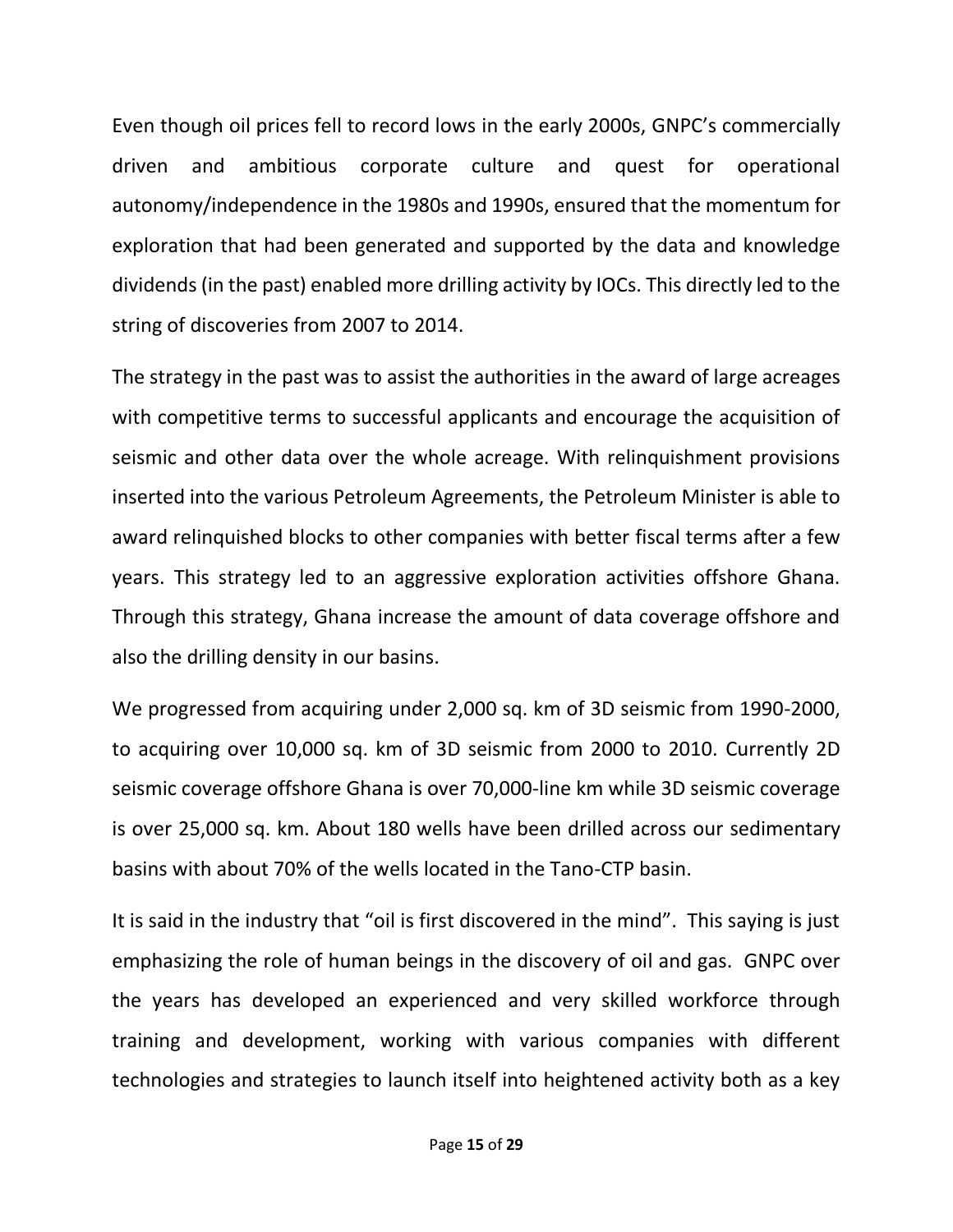Even though oil prices fell to record lows in the early 2000s, GNPC's commercially driven and ambitious corporate culture and quest for operational autonomy/independence in the 1980s and 1990s, ensured that the momentum for exploration that had been generated and supported by the data and knowledge dividends (in the past) enabled more drilling activity by IOCs. This directly led to the string of discoveries from 2007 to 2014.

The strategy in the past was to assist the authorities in the award of large acreages with competitive terms to successful applicants and encourage the acquisition of seismic and other data over the whole acreage. With relinquishment provisions inserted into the various Petroleum Agreements, the Petroleum Minister is able to award relinquished blocks to other companies with better fiscal terms after a few years. This strategy led to an aggressive exploration activities offshore Ghana. Through this strategy, Ghana increase the amount of data coverage offshore and also the drilling density in our basins.

We progressed from acquiring under 2,000 sq. km of 3D seismic from 1990-2000, to acquiring over 10,000 sq. km of 3D seismic from 2000 to 2010. Currently 2D seismic coverage offshore Ghana is over 70,000-line km while 3D seismic coverage is over 25,000 sq. km. About 180 wells have been drilled across our sedimentary basins with about 70% of the wells located in the Tano-CTP basin.

It is said in the industry that "oil is first discovered in the mind". This saying is just emphasizing the role of human beings in the discovery of oil and gas. GNPC over the years has developed an experienced and very skilled workforce through training and development, working with various companies with different technologies and strategies to launch itself into heightened activity both as a key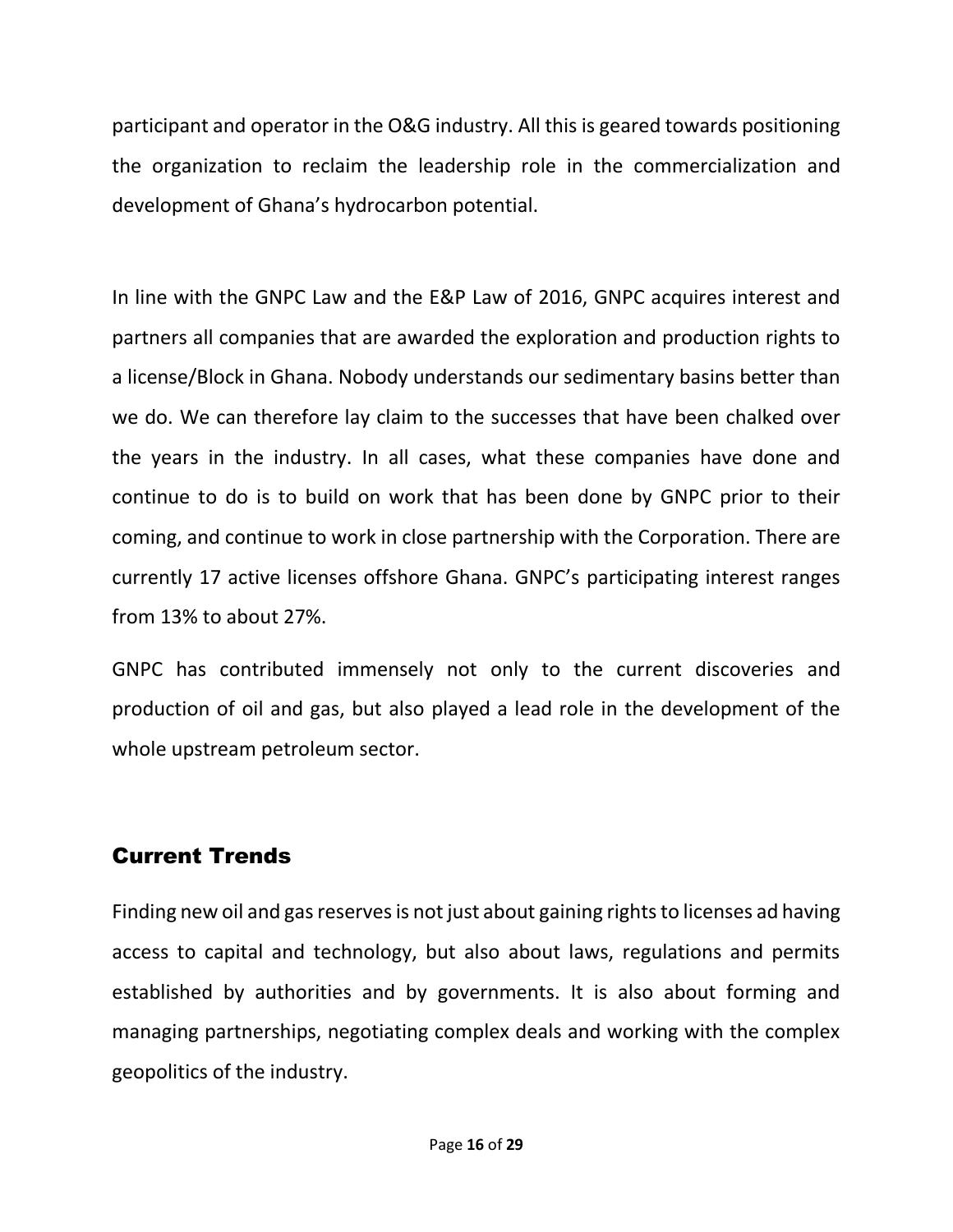participant and operator in the O&G industry. All this is geared towards positioning the organization to reclaim the leadership role in the commercialization and development of Ghana's hydrocarbon potential.

In line with the GNPC Law and the E&P Law of 2016, GNPC acquires interest and partners all companies that are awarded the exploration and production rights to a license/Block in Ghana. Nobody understands our sedimentary basins better than we do. We can therefore lay claim to the successes that have been chalked over the years in the industry. In all cases, what these companies have done and continue to do is to build on work that has been done by GNPC prior to their coming, and continue to work in close partnership with the Corporation. There are currently 17 active licenses offshore Ghana. GNPC's participating interest ranges from 13% to about 27%.

GNPC has contributed immensely not only to the current discoveries and production of oil and gas, but also played a lead role in the development of the whole upstream petroleum sector.

## Current Trends

Finding new oil and gas reserves is not just about gaining rights to licenses ad having access to capital and technology, but also about laws, regulations and permits established by authorities and by governments. It is also about forming and managing partnerships, negotiating complex deals and working with the complex geopolitics of the industry.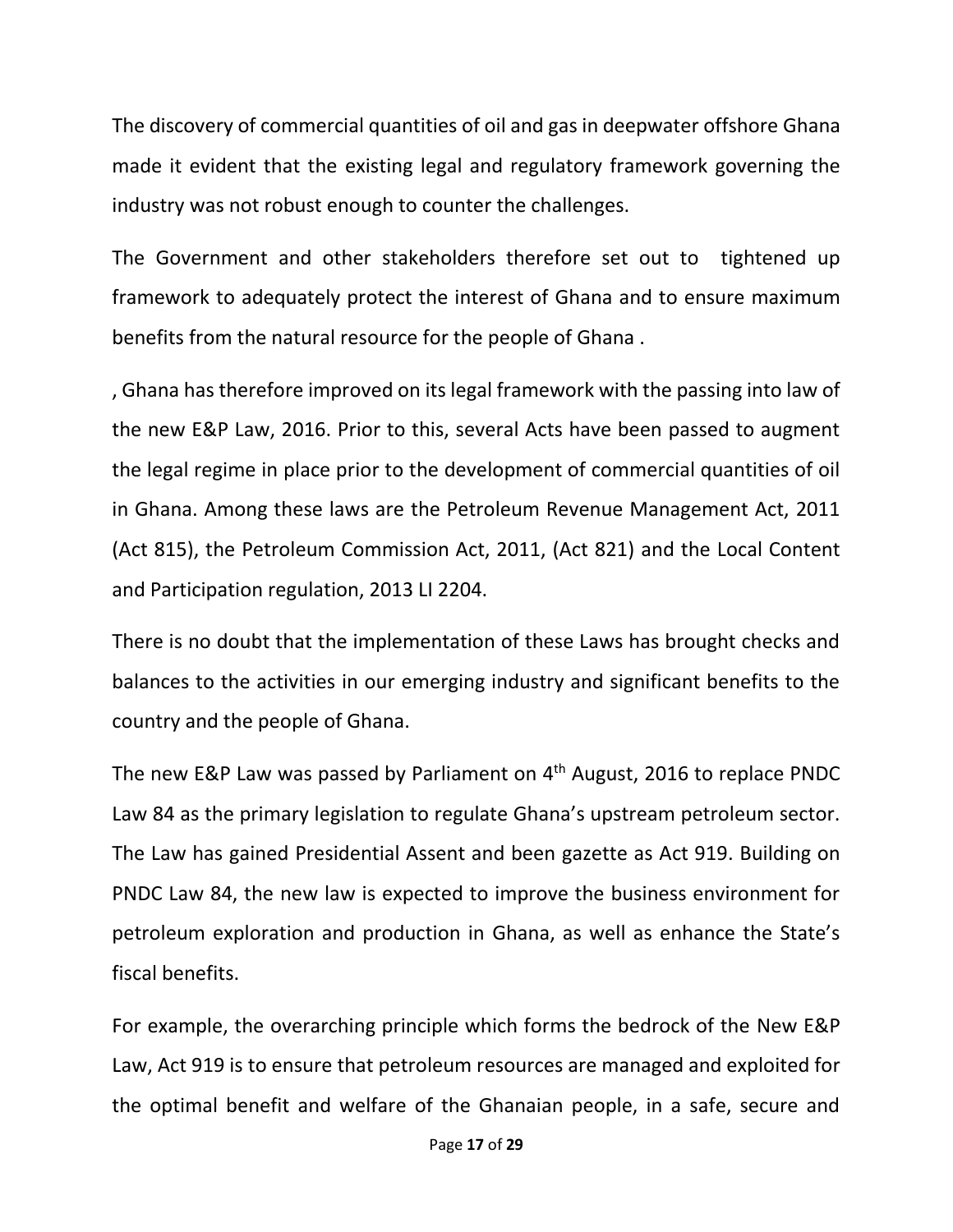The discovery of commercial quantities of oil and gas in deepwater offshore Ghana made it evident that the existing legal and regulatory framework governing the industry was not robust enough to counter the challenges.

The Government and other stakeholders therefore set out to tightened up framework to adequately protect the interest of Ghana and to ensure maximum benefits from the natural resource for the people of Ghana .

, Ghana has therefore improved on its legal framework with the passing into law of the new E&P Law, 2016. Prior to this, several Acts have been passed to augment the legal regime in place prior to the development of commercial quantities of oil in Ghana. Among these laws are the Petroleum Revenue Management Act, 2011 (Act 815), the Petroleum Commission Act, 2011, (Act 821) and the Local Content and Participation regulation, 2013 LI 2204.

There is no doubt that the implementation of these Laws has brought checks and balances to the activities in our emerging industry and significant benefits to the country and the people of Ghana.

The new E&P Law was passed by Parliament on 4th August, 2016 to replace PNDC Law 84 as the primary legislation to regulate Ghana's upstream petroleum sector. The Law has gained Presidential Assent and been gazette as Act 919. Building on PNDC Law 84, the new law is expected to improve the business environment for petroleum exploration and production in Ghana, as well as enhance the State's fiscal benefits.

For example, the overarching principle which forms the bedrock of the New E&P Law, Act 919 is to ensure that petroleum resources are managed and exploited for the optimal benefit and welfare of the Ghanaian people, in a safe, secure and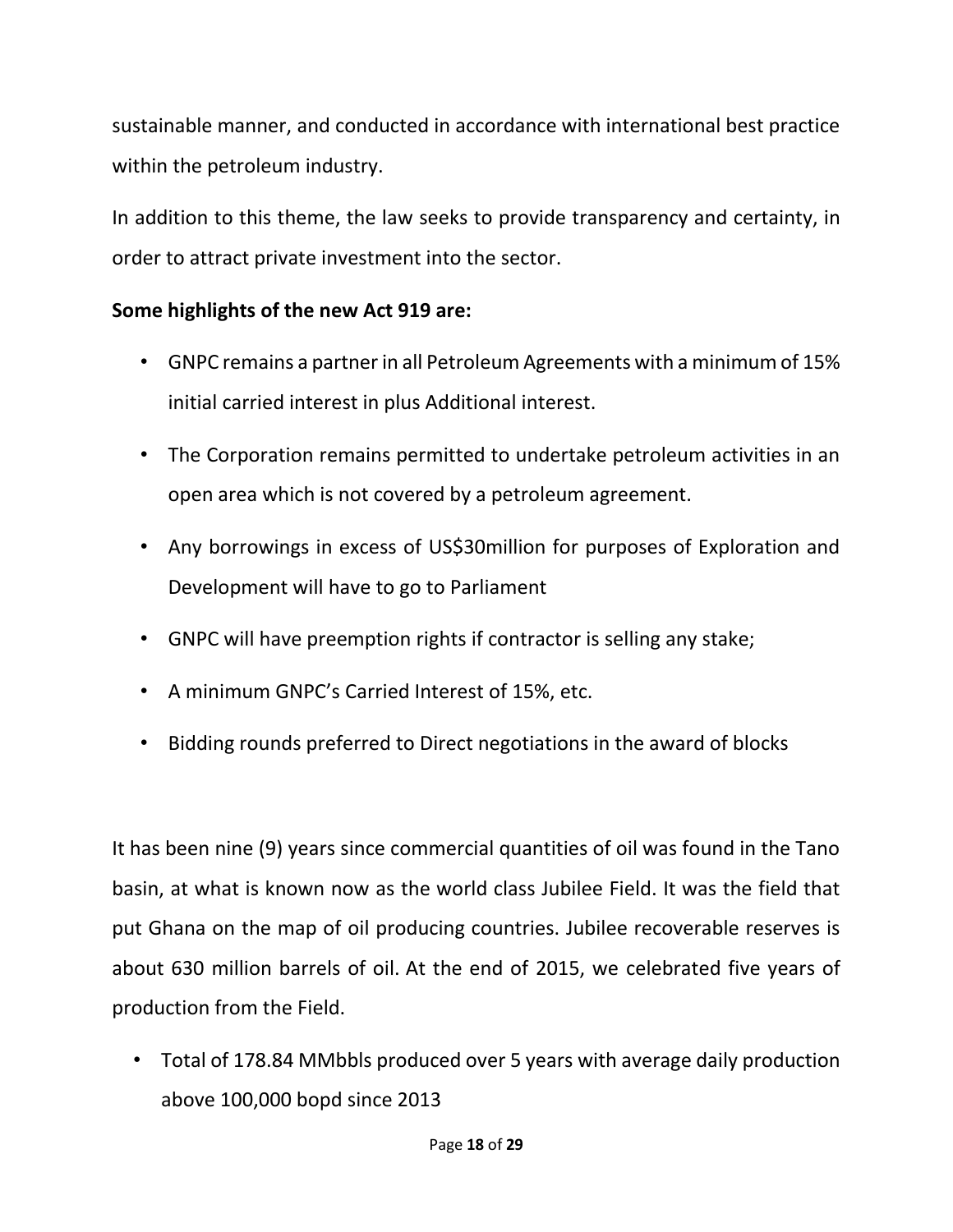sustainable manner, and conducted in accordance with international best practice within the petroleum industry.

In addition to this theme, the law seeks to provide transparency and certainty, in order to attract private investment into the sector.

**Some highlights of the new Act 919 are:**

- GNPC remains a partner in all Petroleum Agreements with a minimum of 15% initial carried interest in plus Additional interest.
- The Corporation remains permitted to undertake petroleum activities in an open area which is not covered by a petroleum agreement.
- Any borrowings in excess of US$30million for purposes of Exploration and Development will have to go to Parliament
- GNPC will have preemption rights if contractor is selling any stake;
- A minimum GNPC's Carried Interest of 15%, etc.
- Bidding rounds preferred to Direct negotiations in the award of blocks

It has been nine (9) years since commercial quantities of oil was found in the Tano basin, at what is known now as the world class Jubilee Field. It was the field that put Ghana on the map of oil producing countries. Jubilee recoverable reserves is about 630 million barrels of oil. At the end of 2015, we celebrated five years of production from the Field.

- Total of 178.84 MMbbls produced over 5 years with average daily production above 100,000 bopd since 2013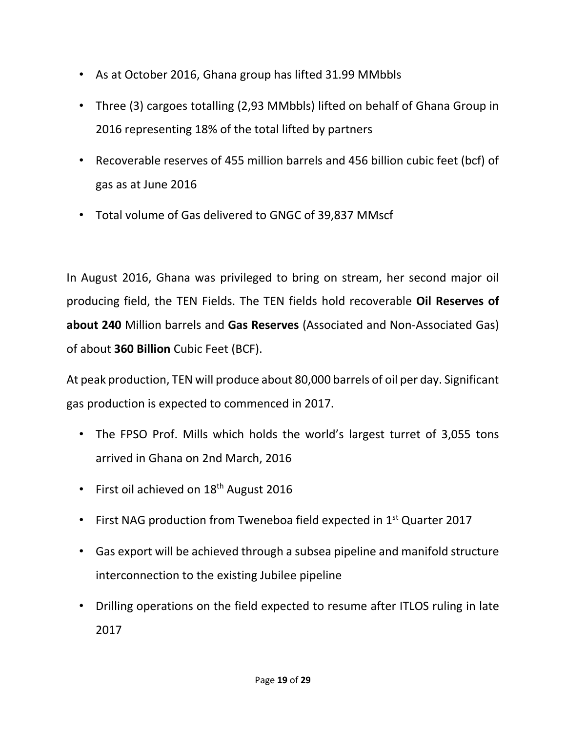- As at October 2016, Ghana group has lifted 31.99 MMbbls
- Three (3) cargoes totalling (2,93 MMbbls) lifted on behalf of Ghana Group in 2016 representing 18% of the total lifted by partners
- Recoverable reserves of 455 million barrels and 456 billion cubic feet (bcf) of gas as at June 2016
- Total volume of Gas delivered to GNGC of 39,837 MMscf

In August 2016, Ghana was privileged to bring on stream, her second major oil producing field, the TEN Fields. The TEN fields hold recoverable **Oil Reserves of about 240** Million barrels and **Gas Reserves** (Associated and Non-Associated Gas) of about **360 Billion** Cubic Feet (BCF).

At peak production, TEN will produce about 80,000 barrels of oil per day. Significant gas production is expected to commenced in 2017.

- The FPSO Prof. Mills which holds the world's largest turret of 3,055 tons arrived in Ghana on 2nd March, 2016
- First oil achieved on 18th August 2016
- First NAG production from Tweneboa field expected in 1st Quarter 2017
- Gas export will be achieved through a subsea pipeline and manifold structure interconnection to the existing Jubilee pipeline
- Drilling operations on the field expected to resume after ITLOS ruling in late 2017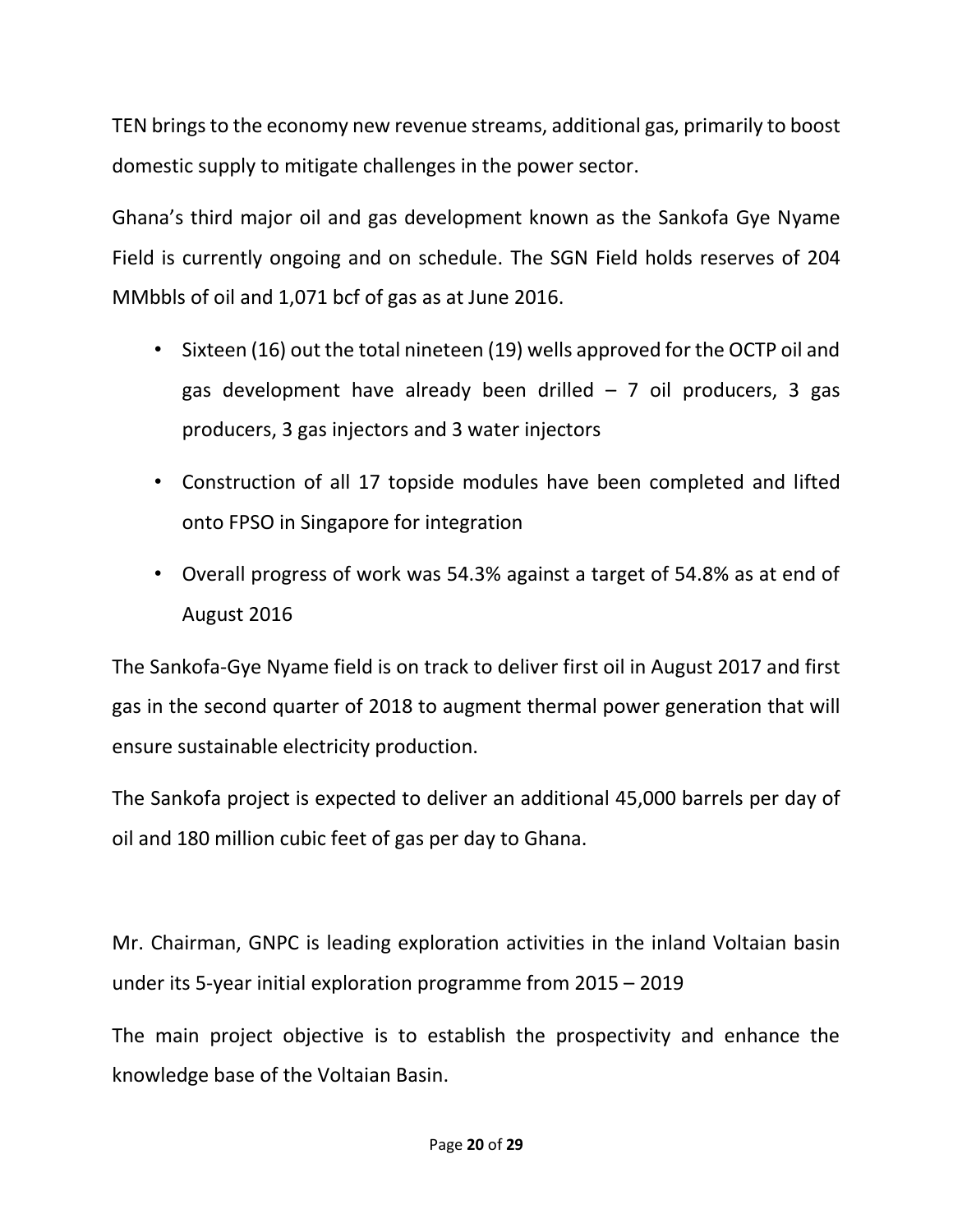TEN brings to the economy new revenue streams, additional gas, primarily to boost domestic supply to mitigate challenges in the power sector.

Ghana's third major oil and gas development known as the Sankofa Gye Nyame Field is currently ongoing and on schedule. The SGN Field holds reserves of 204 MMbbls of oil and 1,071 bcf of gas as at June 2016.

- Sixteen (16) out the total nineteen (19) wells approved for the OCTP oil and gas development have already been drilled – 7 oil producers, 3 gas producers, 3 gas injectors and 3 water injectors
- Construction of all 17 topside modules have been completed and lifted onto FPSO in Singapore for integration
- Overall progress of work was 54.3% against a target of 54.8% as at end of August 2016

The Sankofa-Gye Nyame field is on track to deliver first oil in August 2017 and first gas in the second quarter of 2018 to augment thermal power generation that will ensure sustainable electricity production.

The Sankofa project is expected to deliver an additional 45,000 barrels per day of oil and 180 million cubic feet of gas per day to Ghana.

Mr. Chairman, GNPC is leading exploration activities in the inland Voltaian basin under its 5-year initial exploration programme from 2015 – 2019

The main project objective is to establish the prospectivity and enhance the knowledge base of the Voltaian Basin.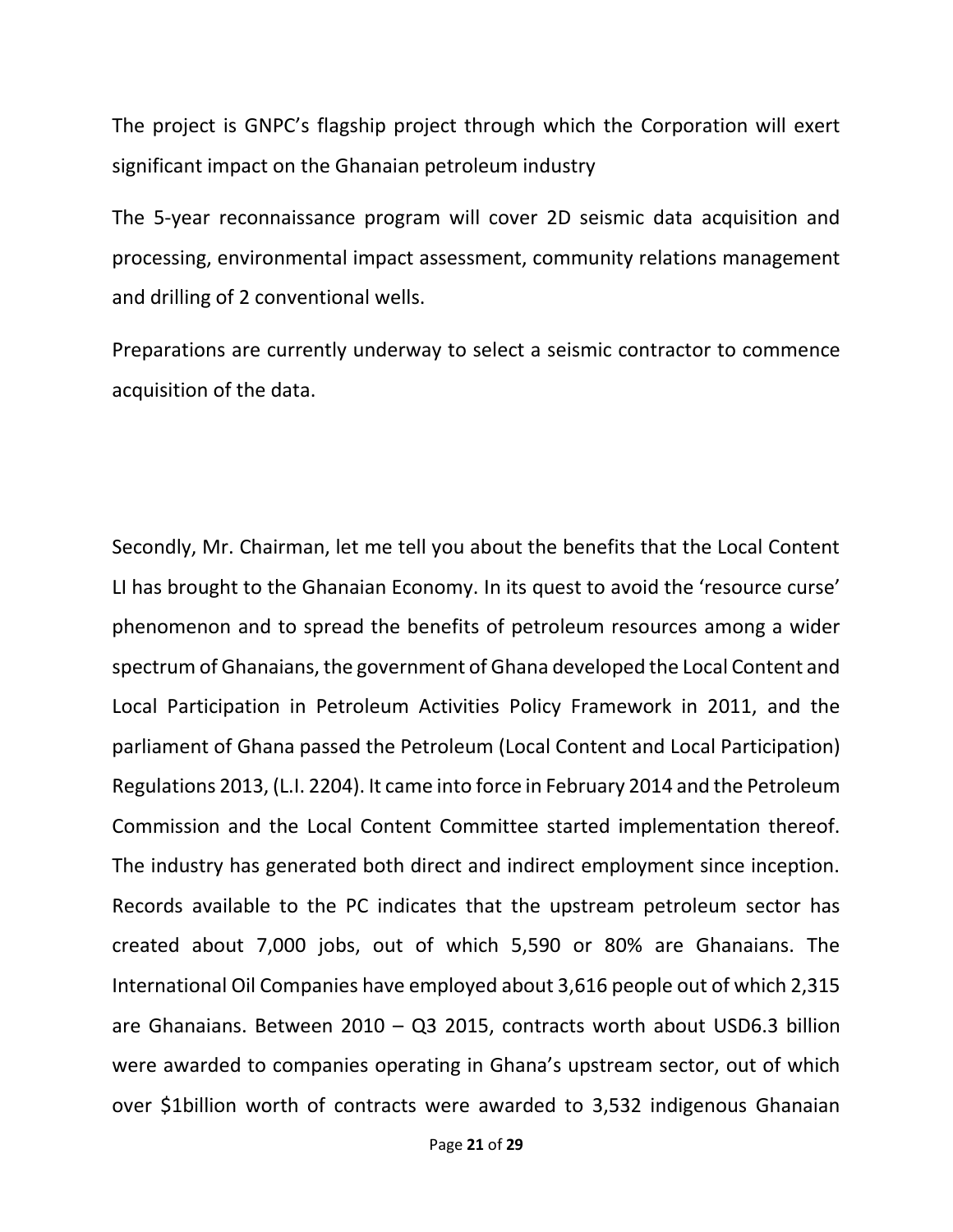The project is GNPC's flagship project through which the Corporation will exert significant impact on the Ghanaian petroleum industry

The 5-year reconnaissance program will cover 2D seismic data acquisition and processing, environmental impact assessment, community relations management and drilling of 2 conventional wells.

Preparations are currently underway to select a seismic contractor to commence acquisition of the data.

Secondly, Mr. Chairman, let me tell you about the benefits that the Local Content LI has brought to the Ghanaian Economy. In its quest to avoid the 'resource curse' phenomenon and to spread the benefits of petroleum resources among a wider spectrum of Ghanaians, the government of Ghana developed the Local Content and Local Participation in Petroleum Activities Policy Framework in 2011, and the parliament of Ghana passed the Petroleum (Local Content and Local Participation) Regulations 2013, (L.I. 2204). It came into force in February 2014 and the Petroleum Commission and the Local Content Committee started implementation thereof. The industry has generated both direct and indirect employment since inception. Records available to the PC indicates that the upstream petroleum sector has created about 7,000 jobs, out of which 5,590 or 80% are Ghanaians. The International Oil Companies have employed about 3,616 people out of which 2,315 are Ghanaians. Between 2010 – Q3 2015, contracts worth about USD6.3 billion were awarded to companies operating in Ghana's upstream sector, out of which over $1billion worth of contracts were awarded to 3,532 indigenous Ghanaian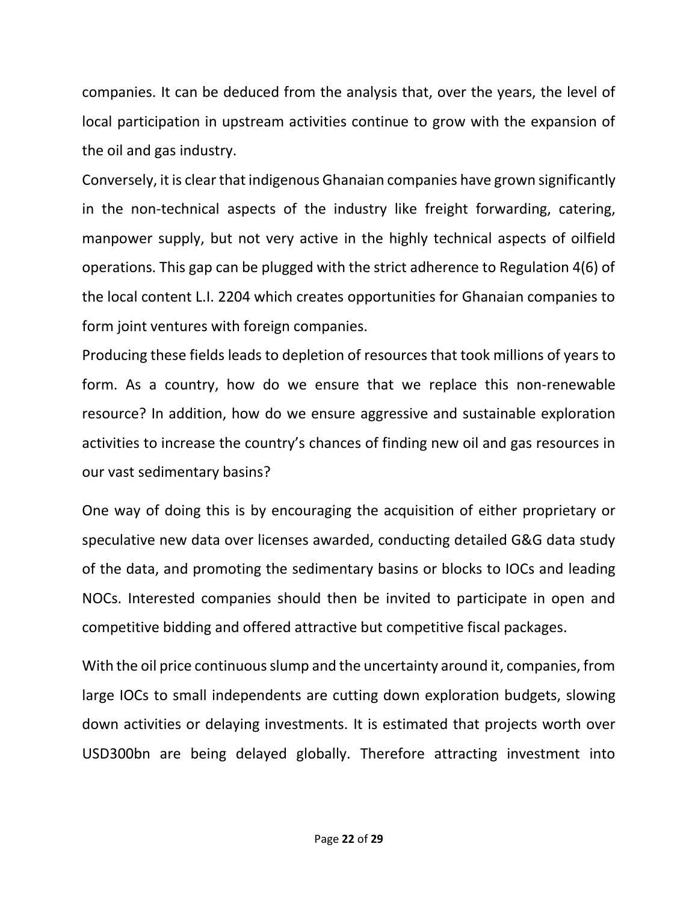companies. It can be deduced from the analysis that, over the years, the level of local participation in upstream activities continue to grow with the expansion of the oil and gas industry.

Conversely, it is clear that indigenous Ghanaian companies have grown significantly in the non-technical aspects of the industry like freight forwarding, catering, manpower supply, but not very active in the highly technical aspects of oilfield operations. This gap can be plugged with the strict adherence to Regulation 4(6) of the local content L.I. 2204 which creates opportunities for Ghanaian companies to form joint ventures with foreign companies.

Producing these fields leads to depletion of resources that took millions of years to form. As a country, how do we ensure that we replace this non-renewable resource? In addition, how do we ensure aggressive and sustainable exploration activities to increase the country's chances of finding new oil and gas resources in our vast sedimentary basins?

One way of doing this is by encouraging the acquisition of either proprietary or speculative new data over licenses awarded, conducting detailed G&G data study of the data, and promoting the sedimentary basins or blocks to IOCs and leading NOCs. Interested companies should then be invited to participate in open and competitive bidding and offered attractive but competitive fiscal packages.

With the oil price continuous slump and the uncertainty around it, companies, from large IOCs to small independents are cutting down exploration budgets, slowing down activities or delaying investments. It is estimated that projects worth over USD300bn are being delayed globally. Therefore attracting investment into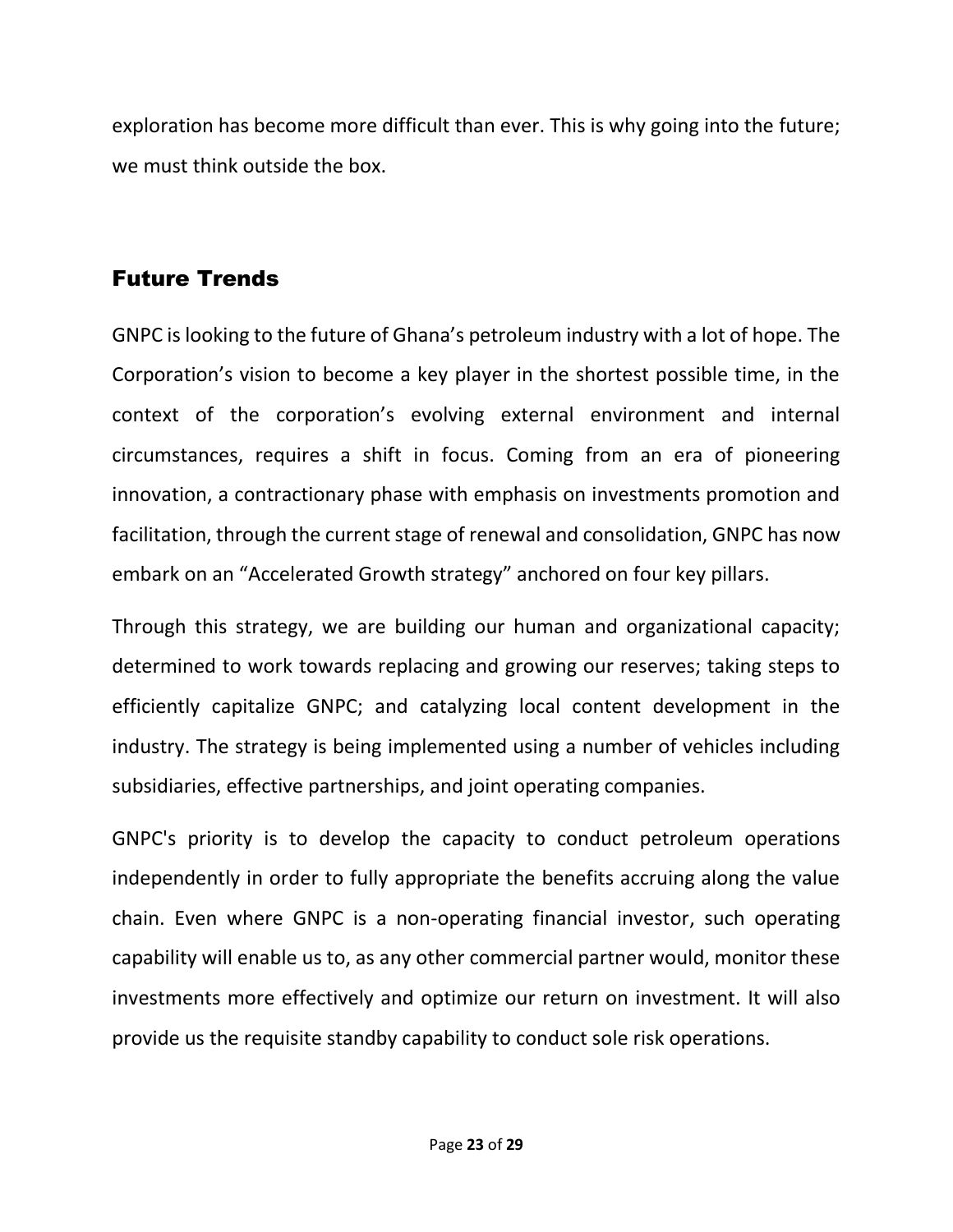exploration has become more difficult than ever. This is why going into the future; we must think outside the box.

## Future Trends

GNPC is looking to the future of Ghana's petroleum industry with a lot of hope. The Corporation's vision to become a key player in the shortest possible time, in the context of the corporation's evolving external environment and internal circumstances, requires a shift in focus. Coming from an era of pioneering innovation, a contractionary phase with emphasis on investments promotion and facilitation, through the current stage of renewal and consolidation, GNPC has now embark on an "Accelerated Growth strategy" anchored on four key pillars.

Through this strategy, we are building our human and organizational capacity; determined to work towards replacing and growing our reserves; taking steps to efficiently capitalize GNPC; and catalyzing local content development in the industry. The strategy is being implemented using a number of vehicles including subsidiaries, effective partnerships, and joint operating companies.

GNPC's priority is to develop the capacity to conduct petroleum operations independently in order to fully appropriate the benefits accruing along the value chain. Even where GNPC is a non-operating financial investor, such operating capability will enable us to, as any other commercial partner would, monitor these investments more effectively and optimize our return on investment. It will also provide us the requisite standby capability to conduct sole risk operations.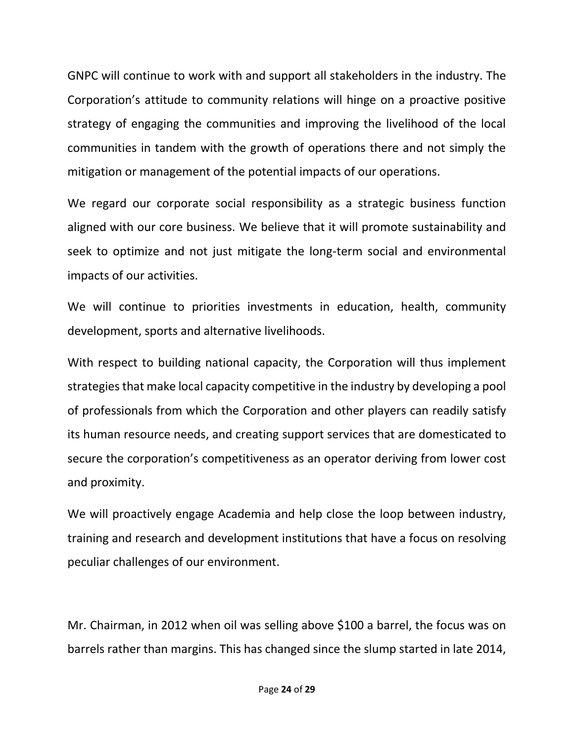GNPC will continue to work with and support all stakeholders in the industry. The Corporation's attitude to community relations will hinge on a proactive positive strategy of engaging the communities and improving the livelihood of the local communities in tandem with the growth of operations there and not simply the mitigation or management of the potential impacts of our operations.

We regard our corporate social responsibility as a strategic business function aligned with our core business. We believe that it will promote sustainability and seek to optimize and not just mitigate the long-term social and environmental impacts of our activities.

We will continue to priorities investments in education, health, community development, sports and alternative livelihoods.

With respect to building national capacity, the Corporation will thus implement strategies that make local capacity competitive in the industry by developing a pool of professionals from which the Corporation and other players can readily satisfy its human resource needs, and creating support services that are domesticated to secure the corporation's competitiveness as an operator deriving from lower cost and proximity.

We will proactively engage Academia and help close the loop between industry, training and research and development institutions that have a focus on resolving peculiar challenges of our environment.

Mr. Chairman, in 2012 when oil was selling above $100 a barrel, the focus was on barrels rather than margins. This has changed since the slump started in late 2014,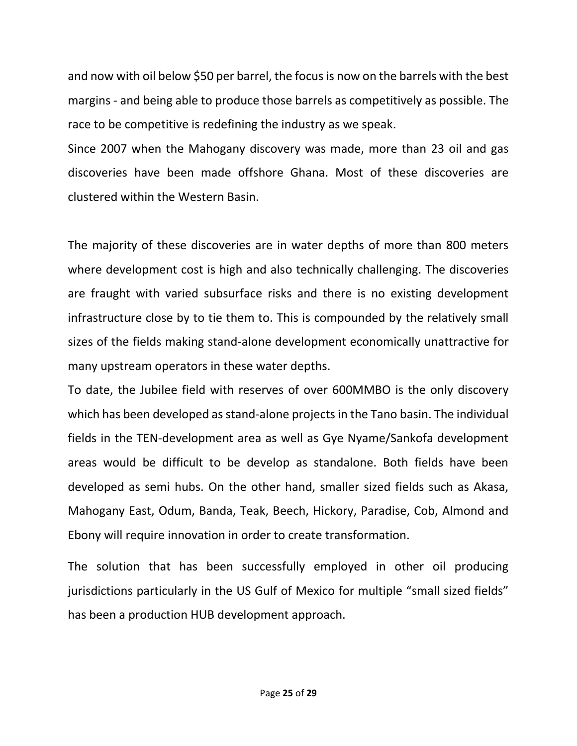and now with oil below $50 per barrel, the focus is now on the barrels with the best margins - and being able to produce those barrels as competitively as possible. The race to be competitive is redefining the industry as we speak.

Since 2007 when the Mahogany discovery was made, more than 23 oil and gas discoveries have been made offshore Ghana. Most of these discoveries are clustered within the Western Basin.

The majority of these discoveries are in water depths of more than 800 meters where development cost is high and also technically challenging. The discoveries are fraught with varied subsurface risks and there is no existing development infrastructure close by to tie them to. This is compounded by the relatively small sizes of the fields making stand-alone development economically unattractive for many upstream operators in these water depths.

To date, the Jubilee field with reserves of over 600MMBO is the only discovery which has been developed as stand-alone projects in the Tano basin. The individual fields in the TEN-development area as well as Gye Nyame/Sankofa development areas would be difficult to be develop as standalone. Both fields have been developed as semi hubs. On the other hand, smaller sized fields such as Akasa, Mahogany East, Odum, Banda, Teak, Beech, Hickory, Paradise, Cob, Almond and Ebony will require innovation in order to create transformation.

The solution that has been successfully employed in other oil producing jurisdictions particularly in the US Gulf of Mexico for multiple "small sized fields" has been a production HUB development approach.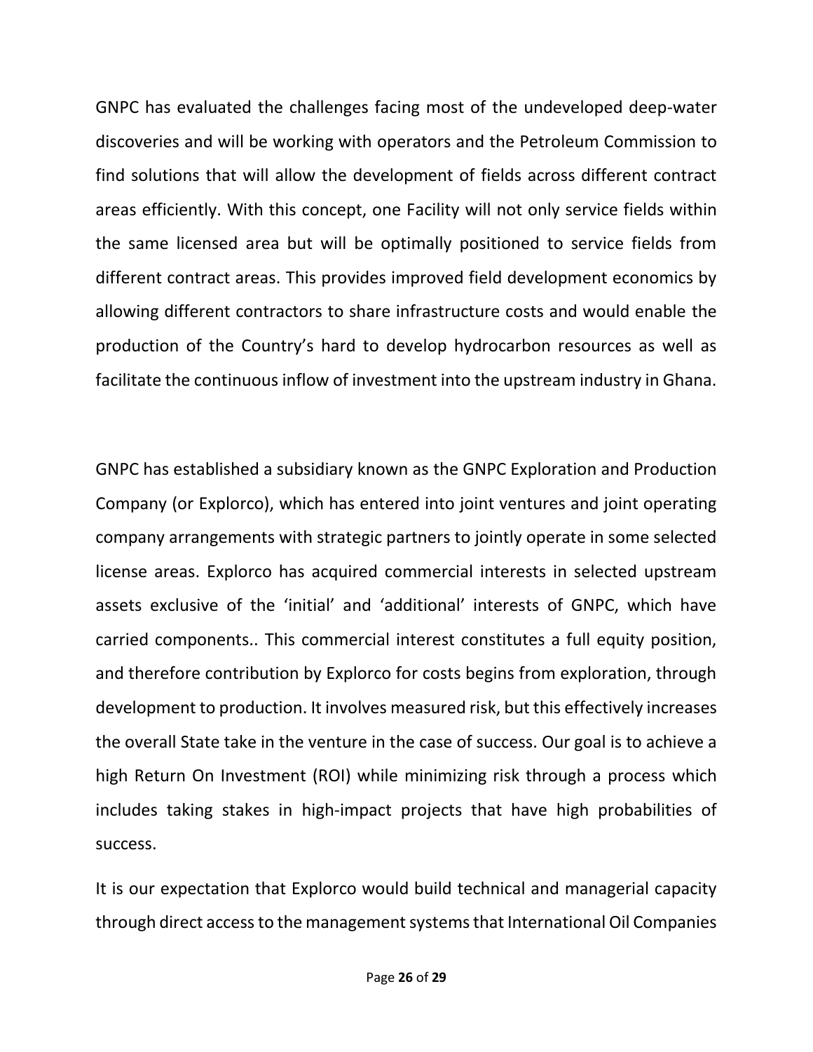GNPC has evaluated the challenges facing most of the undeveloped deep-water discoveries and will be working with operators and the Petroleum Commission to find solutions that will allow the development of fields across different contract areas efficiently. With this concept, one Facility will not only service fields within the same licensed area but will be optimally positioned to service fields from different contract areas. This provides improved field development economics by allowing different contractors to share infrastructure costs and would enable the production of the Country's hard to develop hydrocarbon resources as well as facilitate the continuous inflow of investment into the upstream industry in Ghana.

GNPC has established a subsidiary known as the GNPC Exploration and Production Company (or Explorco), which has entered into joint ventures and joint operating company arrangements with strategic partners to jointly operate in some selected license areas. Explorco has acquired commercial interests in selected upstream assets exclusive of the 'initial' and 'additional' interests of GNPC, which have carried components.. This commercial interest constitutes a full equity position, and therefore contribution by Explorco for costs begins from exploration, through development to production. It involves measured risk, but this effectively increases the overall State take in the venture in the case of success. Our goal is to achieve a high Return On Investment (ROI) while minimizing risk through a process which includes taking stakes in high-impact projects that have high probabilities of success.

It is our expectation that Explorco would build technical and managerial capacity through direct access to the management systems that International Oil Companies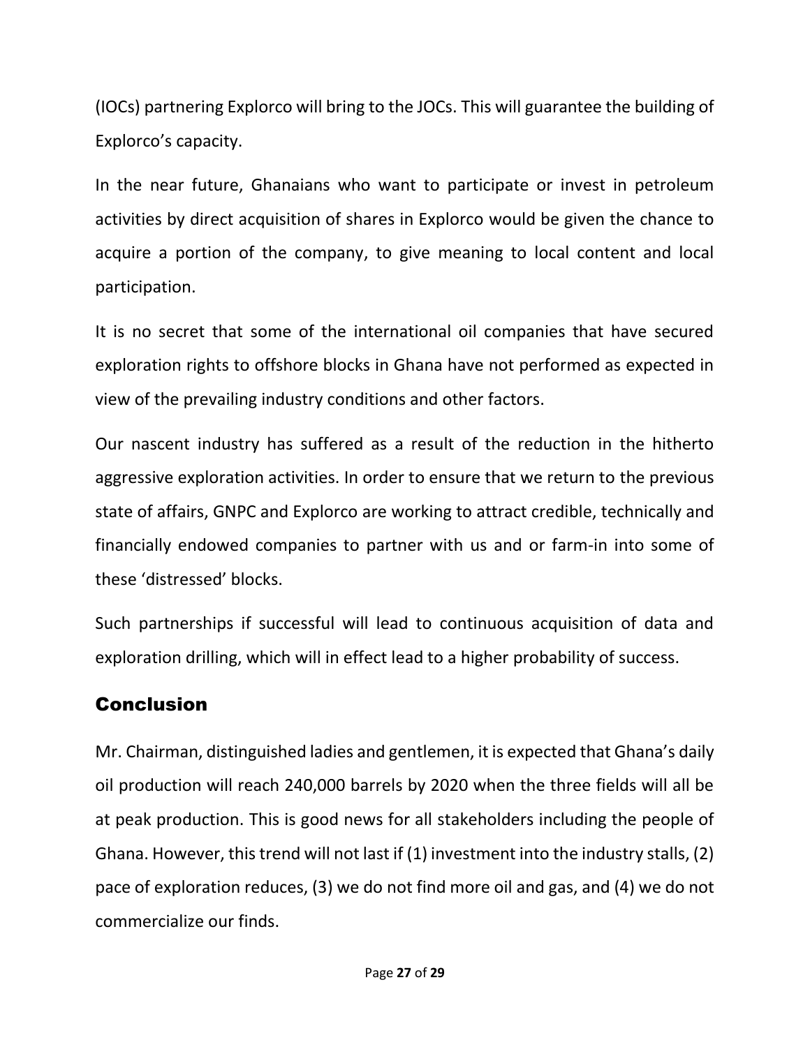(IOCs) partnering Explorco will bring to the JOCs. This will guarantee the building of Explorco's capacity.

In the near future, Ghanaians who want to participate or invest in petroleum activities by direct acquisition of shares in Explorco would be given the chance to acquire a portion of the company, to give meaning to local content and local participation.

It is no secret that some of the international oil companies that have secured exploration rights to offshore blocks in Ghana have not performed as expected in view of the prevailing industry conditions and other factors.

Our nascent industry has suffered as a result of the reduction in the hitherto aggressive exploration activities. In order to ensure that we return to the previous state of affairs, GNPC and Explorco are working to attract credible, technically and financially endowed companies to partner with us and or farm-in into some of these 'distressed' blocks.

Such partnerships if successful will lead to continuous acquisition of data and exploration drilling, which will in effect lead to a higher probability of success.

## Conclusion

Mr. Chairman, distinguished ladies and gentlemen, it is expected that Ghana's daily oil production will reach 240,000 barrels by 2020 when the three fields will all be at peak production. This is good news for all stakeholders including the people of Ghana. However, this trend will not last if (1) investment into the industry stalls, (2) pace of exploration reduces, (3) we do not find more oil and gas, and (4) we do not commercialize our finds.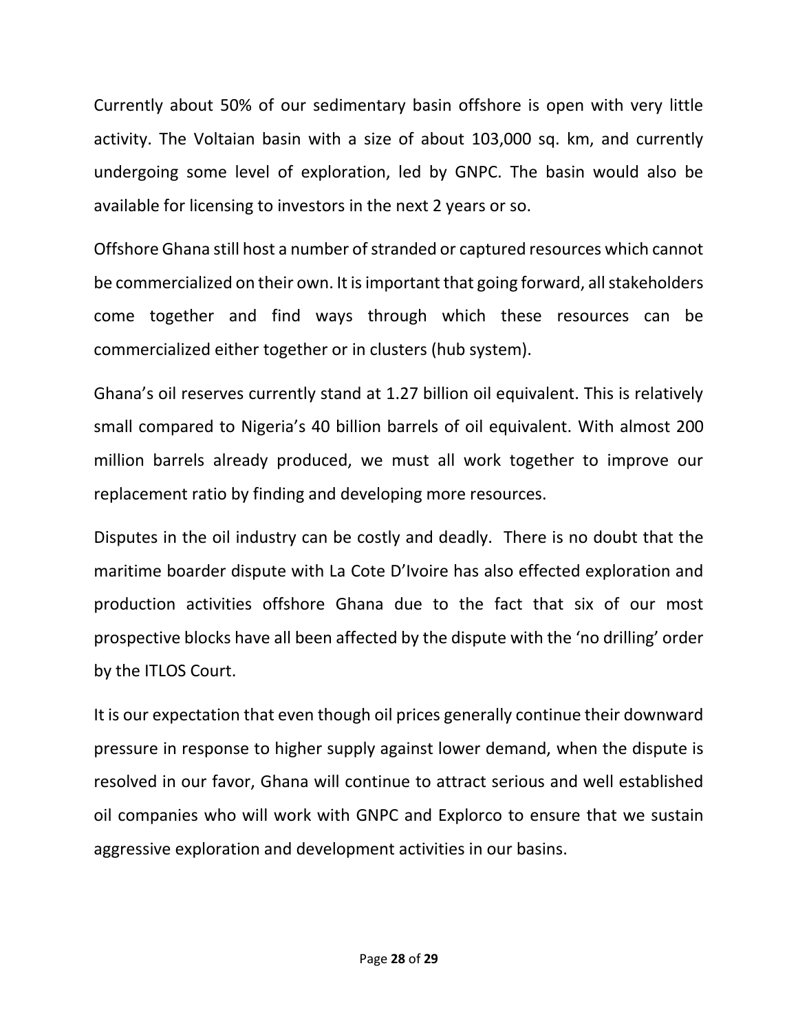Currently about 50% of our sedimentary basin offshore is open with very little activity. The Voltaian basin with a size of about 103,000 sq. km, and currently undergoing some level of exploration, led by GNPC. The basin would also be available for licensing to investors in the next 2 years or so.

Offshore Ghana still host a number of stranded or captured resources which cannot be commercialized on their own. It is important that going forward, all stakeholders come together and find ways through which these resources can be commercialized either together or in clusters (hub system).

Ghana's oil reserves currently stand at 1.27 billion oil equivalent. This is relatively small compared to Nigeria's 40 billion barrels of oil equivalent. With almost 200 million barrels already produced, we must all work together to improve our replacement ratio by finding and developing more resources.

Disputes in the oil industry can be costly and deadly. There is no doubt that the maritime boarder dispute with La Cote D'Ivoire has also effected exploration and production activities offshore Ghana due to the fact that six of our most prospective blocks have all been affected by the dispute with the 'no drilling' order by the ITLOS Court.

It is our expectation that even though oil prices generally continue their downward pressure in response to higher supply against lower demand, when the dispute is resolved in our favor, Ghana will continue to attract serious and well established oil companies who will work with GNPC and Explorco to ensure that we sustain aggressive exploration and development activities in our basins.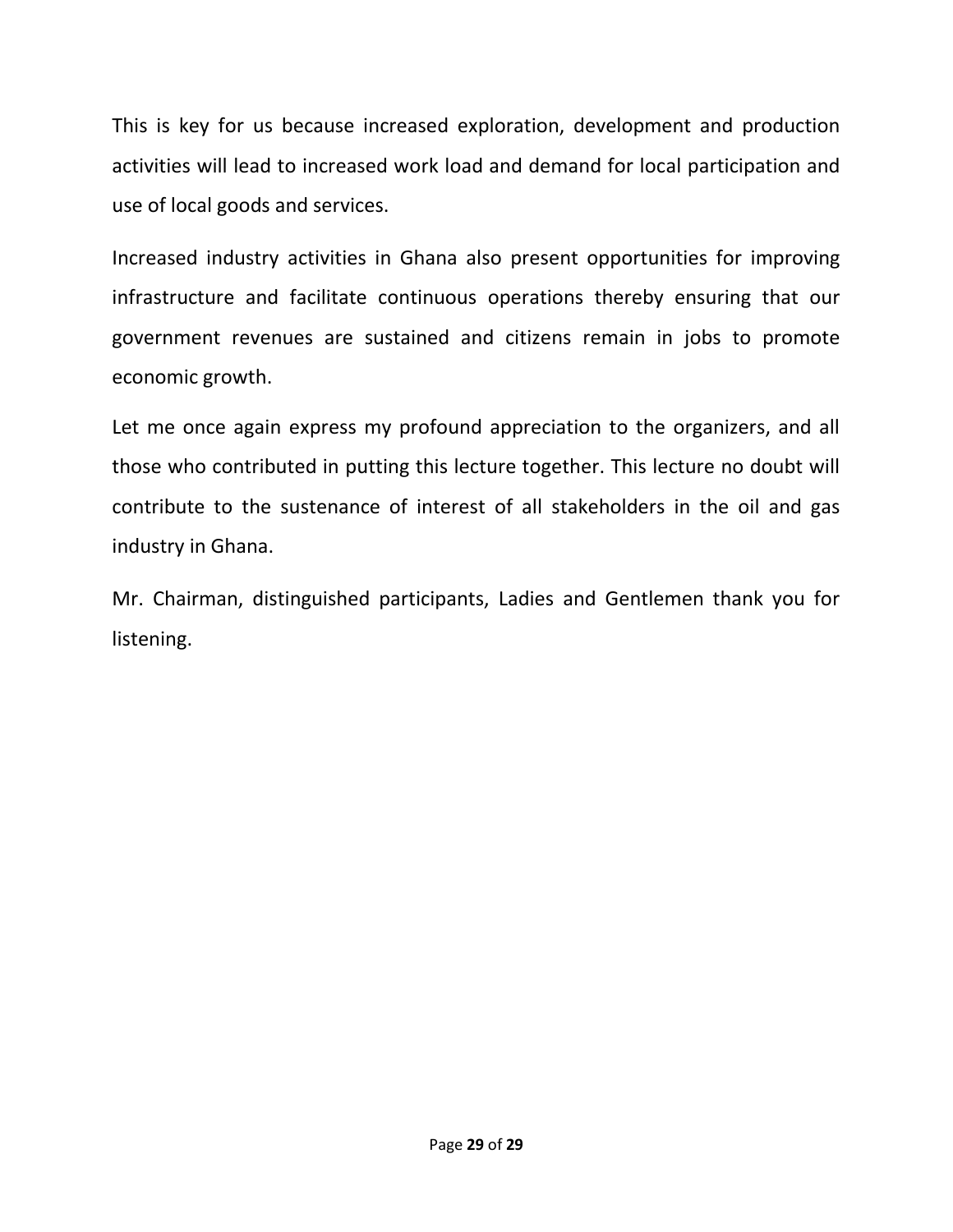This is key for us because increased exploration, development and production activities will lead to increased work load and demand for local participation and use of local goods and services.

Increased industry activities in Ghana also present opportunities for improving infrastructure and facilitate continuous operations thereby ensuring that our government revenues are sustained and citizens remain in jobs to promote economic growth.

Let me once again express my profound appreciation to the organizers, and all those who contributed in putting this lecture together. This lecture no doubt will contribute to the sustenance of interest of all stakeholders in the oil and gas industry in Ghana.

Mr. Chairman, distinguished participants, Ladies and Gentlemen thank you for listening.